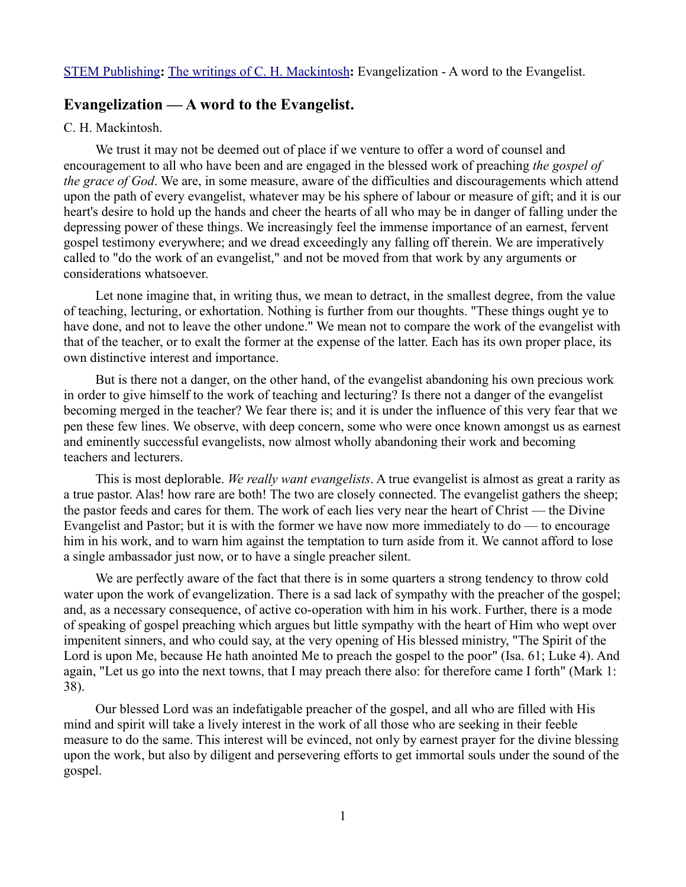STEM Publishing**:** The writings of C. H. Mackintosh**:** Evangelization - A word to the Evangelist.

## Evangelization — A word to the Evangelist.

C. H. Mackintosh.

We trust it may not be deemed out of place if we venture to offer a word of counsel and encouragement to all who have been and are engaged in the blessed work of preaching *the gospel of the grace of God*. We are, in some measure, aware of the difficulties and discouragements which attend upon the path of every evangelist, whatever may be his sphere of labour or measure of gift; and it is our heart's desire to hold up the hands and cheer the hearts of all who may be in danger of falling under the depressing power of these things. We increasingly feel the immense importance of an earnest, fervent gospel testimony everywhere; and we dread exceedingly any falling off therein. We are imperatively called to "do the work of an evangelist," and not be moved from that work by any arguments or considerations whatsoever.

Let none imagine that, in writing thus, we mean to detract, in the smallest degree, from the value of teaching, lecturing, or exhortation. Nothing is further from our thoughts. "These things ought ye to have done, and not to leave the other undone." We mean not to compare the work of the evangelist with that of the teacher, or to exalt the former at the expense of the latter. Each has its own proper place, its own distinctive interest and importance.

But is there not a danger, on the other hand, of the evangelist abandoning his own precious work in order to give himself to the work of teaching and lecturing? Is there not a danger of the evangelist becoming merged in the teacher? We fear there is; and it is under the influence of this very fear that we pen these few lines. We observe, with deep concern, some who were once known amongst us as earnest and eminently successful evangelists, now almost wholly abandoning their work and becoming teachers and lecturers.

This is most deplorable. *We really want evangelists*. A true evangelist is almost as great a rarity as a true pastor. Alas! how rare are both! The two are closely connected. The evangelist gathers the sheep; the pastor feeds and cares for them. The work of each lies very near the heart of Christ — the Divine Evangelist and Pastor; but it is with the former we have now more immediately to do — to encourage him in his work, and to warn him against the temptation to turn aside from it. We cannot afford to lose a single ambassador just now, or to have a single preacher silent.

We are perfectly aware of the fact that there is in some quarters a strong tendency to throw cold water upon the work of evangelization. There is a sad lack of sympathy with the preacher of the gospel; and, as a necessary consequence, of active co-operation with him in his work. Further, there is a mode of speaking of gospel preaching which argues but little sympathy with the heart of Him who wept over impenitent sinners, and who could say, at the very opening of His blessed ministry, "The Spirit of the Lord is upon Me, because He hath anointed Me to preach the gospel to the poor" (Isa. 61; Luke 4). And again, "Let us go into the next towns, that I may preach there also: for therefore came I forth" (Mark 1: 38).

Our blessed Lord was an indefatigable preacher of the gospel, and all who are filled with His mind and spirit will take a lively interest in the work of all those who are seeking in their feeble measure to do the same. This interest will be evinced, not only by earnest prayer for the divine blessing upon the work, but also by diligent and persevering efforts to get immortal souls under the sound of the gospel.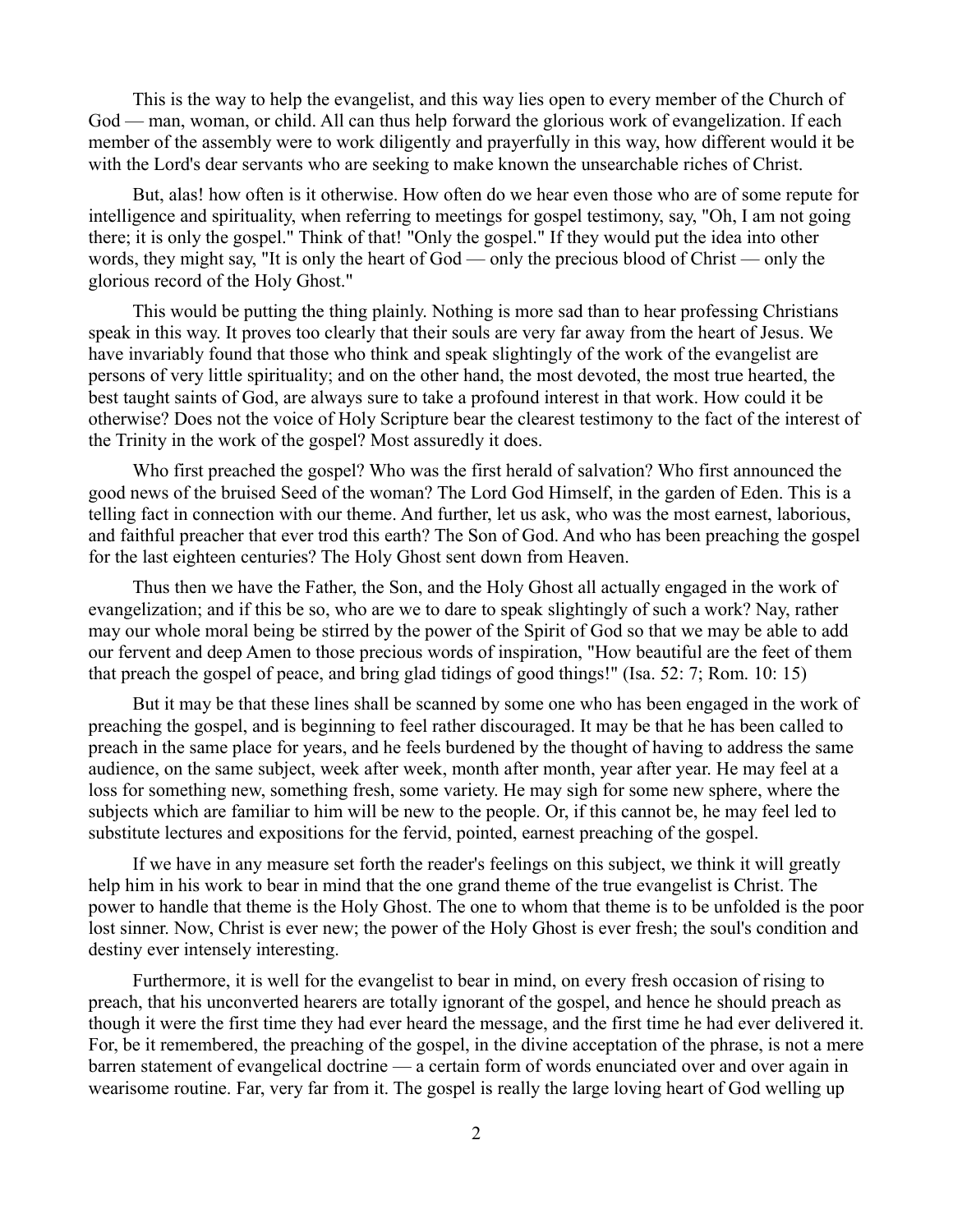This is the way to help the evangelist, and this way lies open to every member of the Church of God — man, woman, or child. All can thus help forward the glorious work of evangelization. If each member of the assembly were to work diligently and prayerfully in this way, how different would it be with the Lord's dear servants who are seeking to make known the unsearchable riches of Christ.

But, alas! how often is it otherwise. How often do we hear even those who are of some repute for intelligence and spirituality, when referring to meetings for gospel testimony, say, "Oh, I am not going there; it is only the gospel." Think of that! "Only the gospel." If they would put the idea into other words, they might say, "It is only the heart of God — only the precious blood of Christ — only the glorious record of the Holy Ghost."

This would be putting the thing plainly. Nothing is more sad than to hear professing Christians speak in this way. It proves too clearly that their souls are very far away from the heart of Jesus. We have invariably found that those who think and speak slightingly of the work of the evangelist are persons of very little spirituality; and on the other hand, the most devoted, the most true hearted, the best taught saints of God, are always sure to take a profound interest in that work. How could it be otherwise? Does not the voice of Holy Scripture bear the clearest testimony to the fact of the interest of the Trinity in the work of the gospel? Most assuredly it does.

Who first preached the gospel? Who was the first herald of salvation? Who first announced the good news of the bruised Seed of the woman? The Lord God Himself, in the garden of Eden. This is a telling fact in connection with our theme. And further, let us ask, who was the most earnest, laborious, and faithful preacher that ever trod this earth? The Son of God. And who has been preaching the gospel for the last eighteen centuries? The Holy Ghost sent down from Heaven.

Thus then we have the Father, the Son, and the Holy Ghost all actually engaged in the work of evangelization; and if this be so, who are we to dare to speak slightingly of such a work? Nay, rather may our whole moral being be stirred by the power of the Spirit of God so that we may be able to add our fervent and deep Amen to those precious words of inspiration, "How beautiful are the feet of them that preach the gospel of peace, and bring glad tidings of good things!" (Isa. 52: 7; Rom. 10: 15)

But it may be that these lines shall be scanned by some one who has been engaged in the work of preaching the gospel, and is beginning to feel rather discouraged. It may be that he has been called to preach in the same place for years, and he feels burdened by the thought of having to address the same audience, on the same subject, week after week, month after month, year after year. He may feel at a loss for something new, something fresh, some variety. He may sigh for some new sphere, where the subjects which are familiar to him will be new to the people. Or, if this cannot be, he may feel led to substitute lectures and expositions for the fervid, pointed, earnest preaching of the gospel.

If we have in any measure set forth the reader's feelings on this subject, we think it will greatly help him in his work to bear in mind that the one grand theme of the true evangelist is Christ. The power to handle that theme is the Holy Ghost. The one to whom that theme is to be unfolded is the poor lost sinner. Now, Christ is ever new; the power of the Holy Ghost is ever fresh; the soul's condition and destiny ever intensely interesting.

Furthermore, it is well for the evangelist to bear in mind, on every fresh occasion of rising to preach, that his unconverted hearers are totally ignorant of the gospel, and hence he should preach as though it were the first time they had ever heard the message, and the first time he had ever delivered it. For, be it remembered, the preaching of the gospel, in the divine acceptation of the phrase, is not a mere barren statement of evangelical doctrine — a certain form of words enunciated over and over again in wearisome routine. Far, very far from it. The gospel is really the large loving heart of God welling up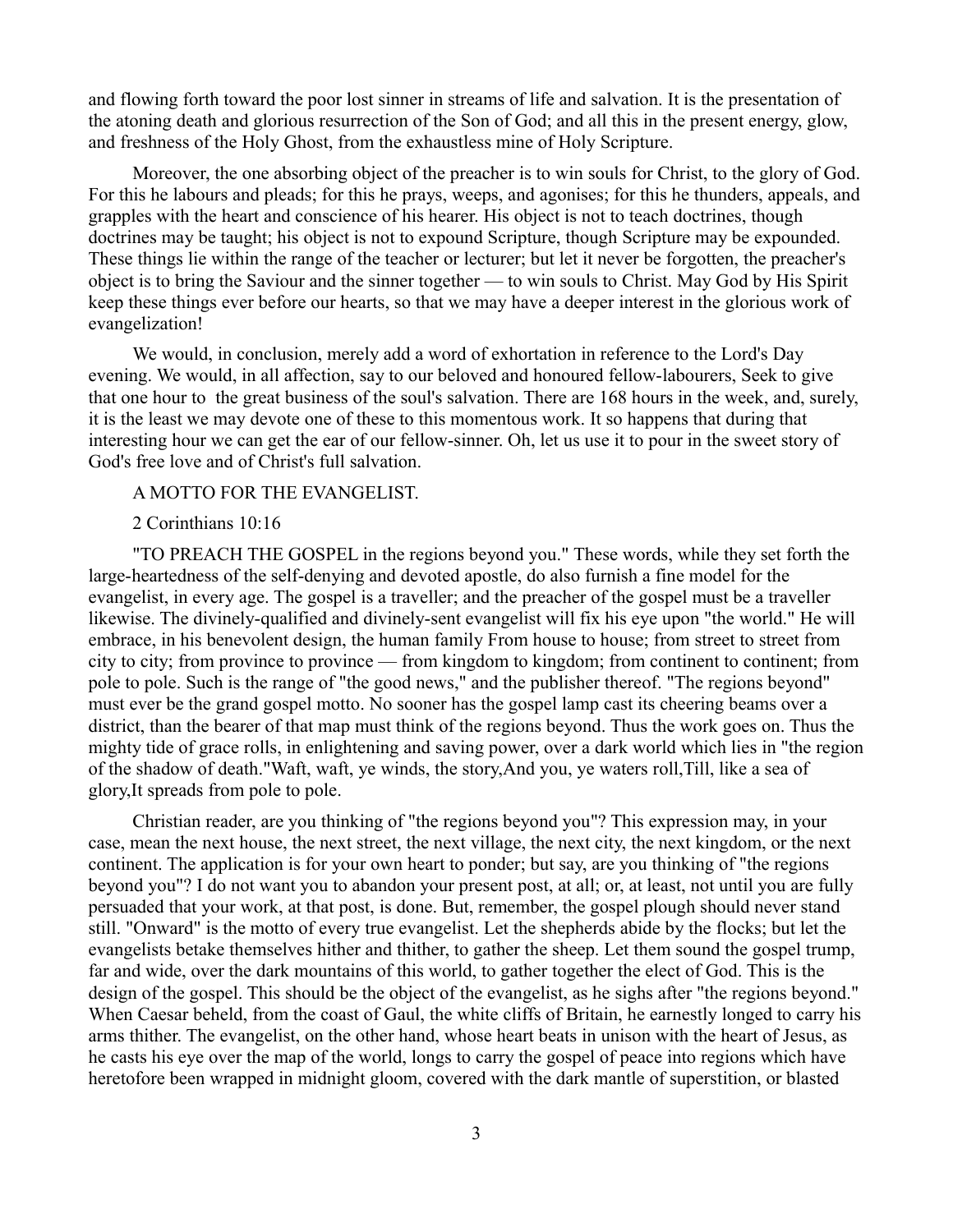and flowing forth toward the poor lost sinner in streams of life and salvation. It is the presentation of the atoning death and glorious resurrection of the Son of God; and all this in the present energy, glow, and freshness of the Holy Ghost, from the exhaustless mine of Holy Scripture.

Moreover, the one absorbing object of the preacher is to win souls for Christ, to the glory of God. For this he labours and pleads; for this he prays, weeps, and agonises; for this he thunders, appeals, and grapples with the heart and conscience of his hearer. His object is not to teach doctrines, though doctrines may be taught; his object is not to expound Scripture, though Scripture may be expounded. These things lie within the range of the teacher or lecturer; but let it never be forgotten, the preacher's object is to bring the Saviour and the sinner together — to win souls to Christ. May God by His Spirit keep these things ever before our hearts, so that we may have a deeper interest in the glorious work of evangelization!

We would, in conclusion, merely add a word of exhortation in reference to the Lord's Day evening. We would, in all affection, say to our beloved and honoured fellow-labourers, Seek to give that one hour to the great business of the soul's salvation. There are 168 hours in the week, and, surely, it is the least we may devote one of these to this momentous work. It so happens that during that interesting hour we can get the ear of our fellow-sinner. Oh, let us use it to pour in the sweet story of God's free love and of Christ's full salvation.

## A MOTTO FOR THE EVANGELIST.

2 Corinthians 10:16

"TO PREACH THE GOSPEL in the regions beyond you." These words, while they set forth the large-heartedness of the self-denying and devoted apostle, do also furnish a fine model for the evangelist, in every age. The gospel is a traveller; and the preacher of the gospel must be a traveller likewise. The divinely-qualified and divinely-sent evangelist will fix his eye upon "the world." He will embrace, in his benevolent design, the human family From house to house; from street to street from city to city; from province to province — from kingdom to kingdom; from continent to continent; from pole to pole. Such is the range of "the good news," and the publisher thereof. "The regions beyond" must ever be the grand gospel motto. No sooner has the gospel lamp cast its cheering beams over a district, than the bearer of that map must think of the regions beyond. Thus the work goes on. Thus the mighty tide of grace rolls, in enlightening and saving power, over a dark world which lies in "the region of the shadow of death."Waft, waft, ye winds, the story,And you, ye waters roll,Till, like a sea of glory,It spreads from pole to pole.

Christian reader, are you thinking of "the regions beyond you"? This expression may, in your case, mean the next house, the next street, the next village, the next city, the next kingdom, or the next continent. The application is for your own heart to ponder; but say, are you thinking of "the regions beyond you"? I do not want you to abandon your present post, at all; or, at least, not until you are fully persuaded that your work, at that post, is done. But, remember, the gospel plough should never stand still. "Onward" is the motto of every true evangelist. Let the shepherds abide by the flocks; but let the evangelists betake themselves hither and thither, to gather the sheep. Let them sound the gospel trump, far and wide, over the dark mountains of this world, to gather together the elect of God. This is the design of the gospel. This should be the object of the evangelist, as he sighs after "the regions beyond." When Caesar beheld, from the coast of Gaul, the white cliffs of Britain, he earnestly longed to carry his arms thither. The evangelist, on the other hand, whose heart beats in unison with the heart of Jesus, as he casts his eye over the map of the world, longs to carry the gospel of peace into regions which have heretofore been wrapped in midnight gloom, covered with the dark mantle of superstition, or blasted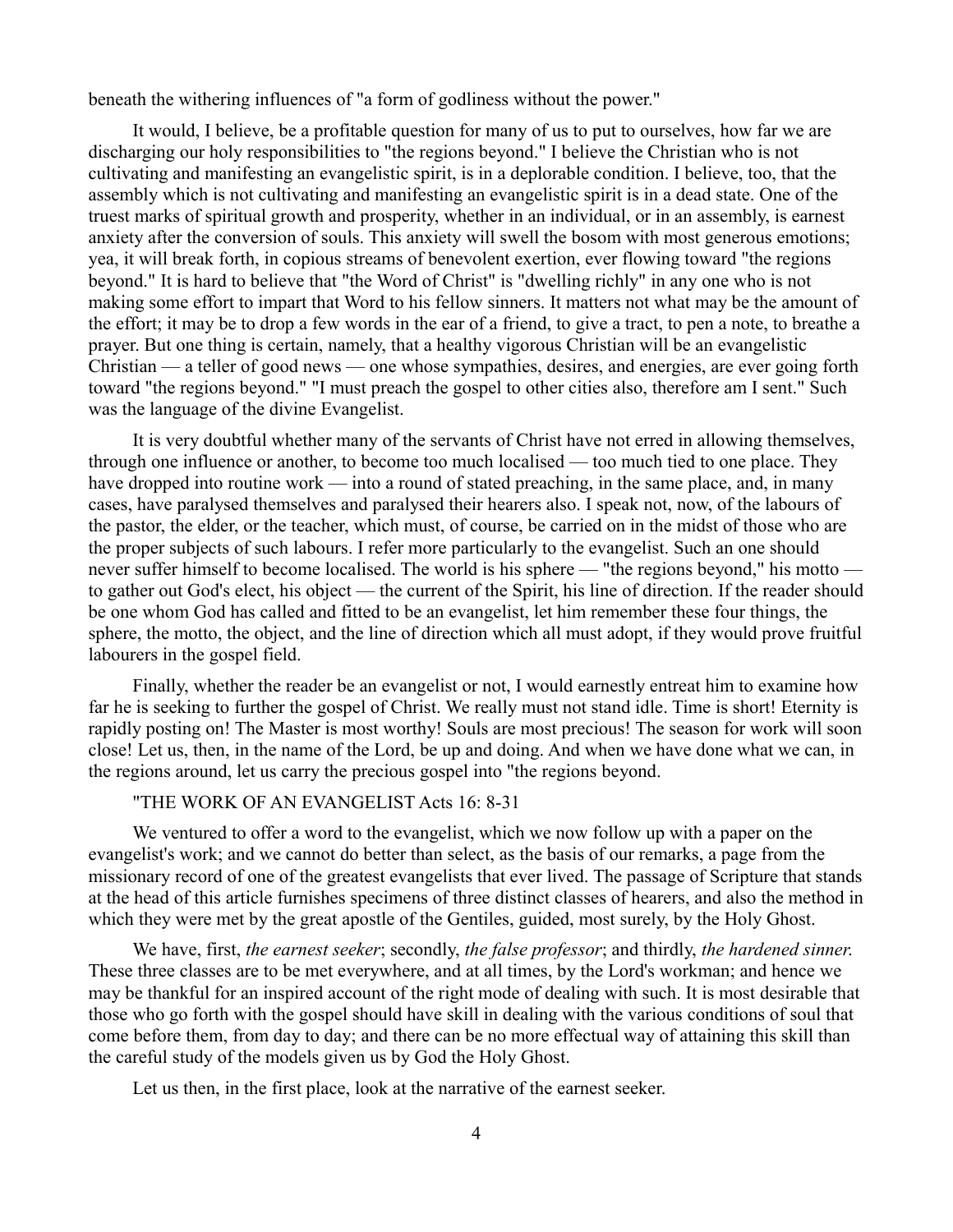beneath the withering influences of "a form of godliness without the power."

It would, I believe, be a profitable question for many of us to put to ourselves, how far we are discharging our holy responsibilities to "the regions beyond." I believe the Christian who is not cultivating and manifesting an evangelistic spirit, is in a deplorable condition. I believe, too, that the assembly which is not cultivating and manifesting an evangelistic spirit is in a dead state. One of the truest marks of spiritual growth and prosperity, whether in an individual, or in an assembly, is earnest anxiety after the conversion of souls. This anxiety will swell the bosom with most generous emotions; yea, it will break forth, in copious streams of benevolent exertion, ever flowing toward "the regions beyond." It is hard to believe that "the Word of Christ" is "dwelling richly" in any one who is not making some effort to impart that Word to his fellow sinners. It matters not what may be the amount of the effort; it may be to drop a few words in the ear of a friend, to give a tract, to pen a note, to breathe a prayer. But one thing is certain, namely, that a healthy vigorous Christian will be an evangelistic Christian — a teller of good news — one whose sympathies, desires, and energies, are ever going forth toward "the regions beyond." "I must preach the gospel to other cities also, therefore am I sent." Such was the language of the divine Evangelist.

It is very doubtful whether many of the servants of Christ have not erred in allowing themselves, through one influence or another, to become too much localised — too much tied to one place. They have dropped into routine work — into a round of stated preaching, in the same place, and, in many cases, have paralysed themselves and paralysed their hearers also. I speak not, now, of the labours of the pastor, the elder, or the teacher, which must, of course, be carried on in the midst of those who are the proper subjects of such labours. I refer more particularly to the evangelist. Such an one should never suffer himself to become localised. The world is his sphere — "the regions beyond," his motto — to gather out God's elect, his object — the current of the Spirit, his line of direction. If the reader should be one whom God has called and fitted to be an evangelist, let him remember these four things, the sphere, the motto, the object, and the line of direction which all must adopt, if they would prove fruitful labourers in the gospel field.

Finally, whether the reader be an evangelist or not, I would earnestly entreat him to examine how far he is seeking to further the gospel of Christ. We really must not stand idle. Time is short! Eternity is rapidly posting on! The Master is most worthy! Souls are most precious! The season for work will soon close! Let us, then, in the name of the Lord, be up and doing. And when we have done what we can, in the regions around, let us carry the precious gospel into "the regions beyond.

"THE WORK OF AN EVANGELIST Acts 16: 8-31

We ventured to offer a word to the evangelist, which we now follow up with a paper on the evangelist's work; and we cannot do better than select, as the basis of our remarks, a page from the missionary record of one of the greatest evangelists that ever lived. The passage of Scripture that stands at the head of this article furnishes specimens of three distinct classes of hearers, and also the method in which they were met by the great apostle of the Gentiles, guided, most surely, by the Holy Ghost.

We have, first, *the earnest seeker*; secondly, *the false professor*; and thirdly, *the hardened sinner.* These three classes are to be met everywhere, and at all times, by the Lord's workman; and hence we may be thankful for an inspired account of the right mode of dealing with such. It is most desirable that those who go forth with the gospel should have skill in dealing with the various conditions of soul that come before them, from day to day; and there can be no more effectual way of attaining this skill than the careful study of the models given us by God the Holy Ghost.

Let us then, in the first place, look at the narrative of the earnest seeker.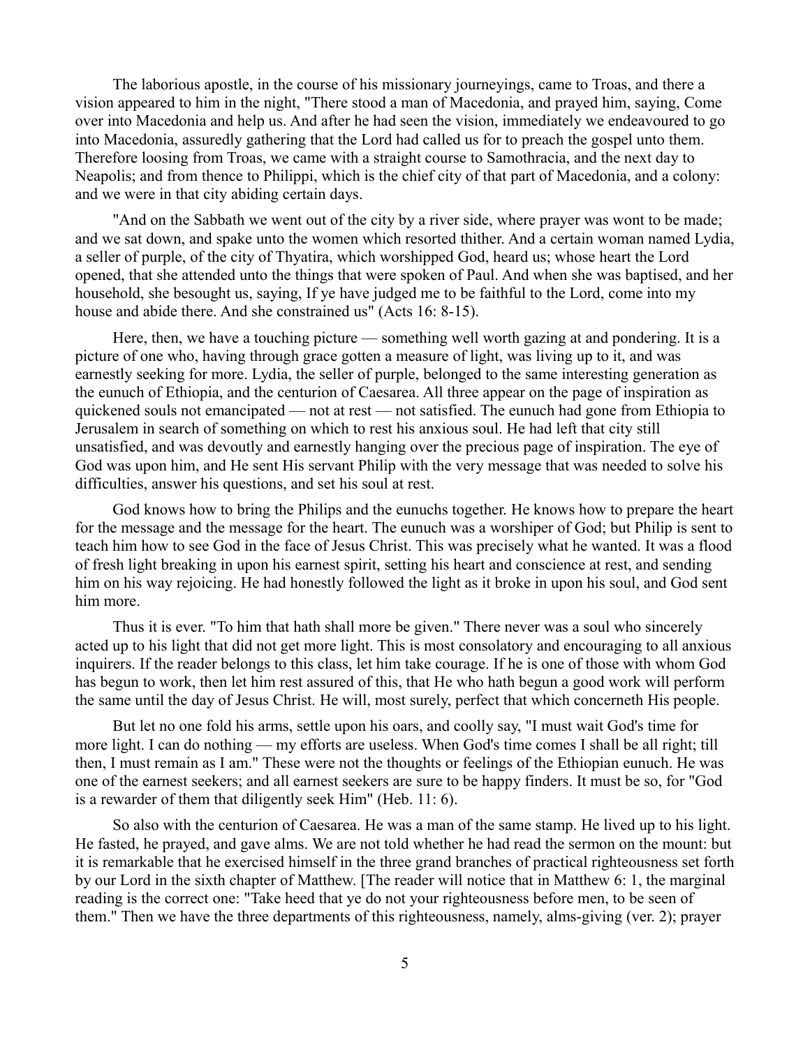The laborious apostle, in the course of his missionary journeyings, came to Troas, and there a vision appeared to him in the night, "There stood a man of Macedonia, and prayed him, saying, Come over into Macedonia and help us. And after he had seen the vision, immediately we endeavoured to go into Macedonia, assuredly gathering that the Lord had called us for to preach the gospel unto them. Therefore loosing from Troas, we came with a straight course to Samothracia, and the next day to Neapolis; and from thence to Philippi, which is the chief city of that part of Macedonia, and a colony: and we were in that city abiding certain days.

"And on the Sabbath we went out of the city by a river side, where prayer was wont to be made; and we sat down, and spake unto the women which resorted thither. And a certain woman named Lydia, a seller of purple, of the city of Thyatira, which worshipped God, heard us; whose heart the Lord opened, that she attended unto the things that were spoken of Paul. And when she was baptised, and her household, she besought us, saying, If ye have judged me to be faithful to the Lord, come into my house and abide there. And she constrained us" (Acts 16: 8-15).

Here, then, we have a touching picture — something well worth gazing at and pondering. It is a picture of one who, having through grace gotten a measure of light, was living up to it, and was earnestly seeking for more. Lydia, the seller of purple, belonged to the same interesting generation as the eunuch of Ethiopia, and the centurion of Caesarea. All three appear on the page of inspiration as quickened souls not emancipated — not at rest — not satisfied. The eunuch had gone from Ethiopia to Jerusalem in search of something on which to rest his anxious soul. He had left that city still unsatisfied, and was devoutly and earnestly hanging over the precious page of inspiration. The eye of God was upon him, and He sent His servant Philip with the very message that was needed to solve his difficulties, answer his questions, and set his soul at rest.

God knows how to bring the Philips and the eunuchs together. He knows how to prepare the heart for the message and the message for the heart. The eunuch was a worshiper of God; but Philip is sent to teach him how to see God in the face of Jesus Christ. This was precisely what he wanted. It was a flood of fresh light breaking in upon his earnest spirit, setting his heart and conscience at rest, and sending him on his way rejoicing. He had honestly followed the light as it broke in upon his soul, and God sent him more.

Thus it is ever. "To him that hath shall more be given." There never was a soul who sincerely acted up to his light that did not get more light. This is most consolatory and encouraging to all anxious inquirers. If the reader belongs to this class, let him take courage. If he is one of those with whom God has begun to work, then let him rest assured of this, that He who hath begun a good work will perform the same until the day of Jesus Christ. He will, most surely, perfect that which concerneth His people.

But let no one fold his arms, settle upon his oars, and coolly say, "I must wait God's time for more light. I can do nothing — my efforts are useless. When God's time comes I shall be all right; till then, I must remain as I am." These were not the thoughts or feelings of the Ethiopian eunuch. He was one of the earnest seekers; and all earnest seekers are sure to be happy finders. It must be so, for "God is a rewarder of them that diligently seek Him" (Heb. 11: 6).

So also with the centurion of Caesarea. He was a man of the same stamp. He lived up to his light. He fasted, he prayed, and gave alms. We are not told whether he had read the sermon on the mount: but it is remarkable that he exercised himself in the three grand branches of practical righteousness set forth by our Lord in the sixth chapter of Matthew. [The reader will notice that in Matthew 6: 1, the marginal reading is the correct one: "Take heed that ye do not your righteousness before men, to be seen of them." Then we have the three departments of this righteousness, namely, alms-giving (ver. 2); prayer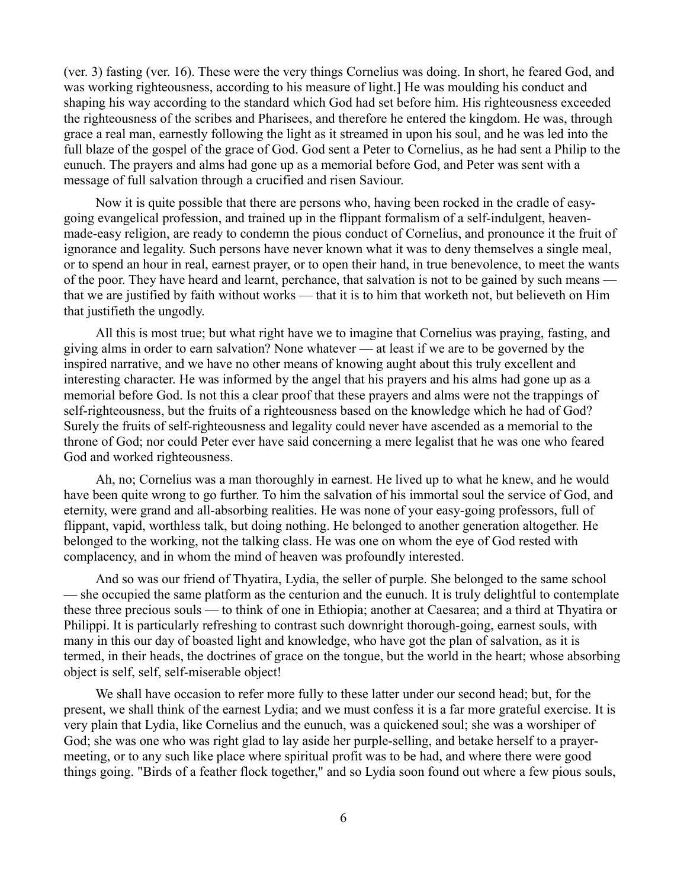(ver. 3) fasting (ver. 16). These were the very things Cornelius was doing. In short, he feared God, and was working righteousness, according to his measure of light.] He was moulding his conduct and shaping his way according to the standard which God had set before him. His righteousness exceeded the righteousness of the scribes and Pharisees, and therefore he entered the kingdom. He was, through grace a real man, earnestly following the light as it streamed in upon his soul, and he was led into the full blaze of the gospel of the grace of God. God sent a Peter to Cornelius, as he had sent a Philip to the eunuch. The prayers and alms had gone up as a memorial before God, and Peter was sent with a message of full salvation through a crucified and risen Saviour.

Now it is quite possible that there are persons who, having been rocked in the cradle of easy-going evangelical profession, and trained up in the flippant formalism of a self-indulgent, heaven-made-easy religion, are ready to condemn the pious conduct of Cornelius, and pronounce it the fruit of ignorance and legality. Such persons have never known what it was to deny themselves a single meal, or to spend an hour in real, earnest prayer, or to open their hand, in true benevolence, to meet the wants of the poor. They have heard and learnt, perchance, that salvation is not to be gained by such means — that we are justified by faith without works — that it is to him that worketh not, but believeth on Him that justifieth the ungodly.

All this is most true; but what right have we to imagine that Cornelius was praying, fasting, and giving alms in order to earn salvation? None whatever — at least if we are to be governed by the inspired narrative, and we have no other means of knowing aught about this truly excellent and interesting character. He was informed by the angel that his prayers and his alms had gone up as a memorial before God. Is not this a clear proof that these prayers and alms were not the trappings of self-righteousness, but the fruits of a righteousness based on the knowledge which he had of God? Surely the fruits of self-righteousness and legality could never have ascended as a memorial to the throne of God; nor could Peter ever have said concerning a mere legalist that he was one who feared God and worked righteousness.

Ah, no; Cornelius was a man thoroughly in earnest. He lived up to what he knew, and he would have been quite wrong to go further. To him the salvation of his immortal soul the service of God, and eternity, were grand and all-absorbing realities. He was none of your easy-going professors, full of flippant, vapid, worthless talk, but doing nothing. He belonged to another generation altogether. He belonged to the working, not the talking class. He was one on whom the eye of God rested with complacency, and in whom the mind of heaven was profoundly interested.

And so was our friend of Thyatira, Lydia, the seller of purple. She belonged to the same school — she occupied the same platform as the centurion and the eunuch. It is truly delightful to contemplate these three precious souls — to think of one in Ethiopia; another at Caesarea; and a third at Thyatira or Philippi. It is particularly refreshing to contrast such downright thorough-going, earnest souls, with many in this our day of boasted light and knowledge, who have got the plan of salvation, as it is termed, in their heads, the doctrines of grace on the tongue, but the world in the heart; whose absorbing object is self, self, self-miserable object!

We shall have occasion to refer more fully to these latter under our second head; but, for the present, we shall think of the earnest Lydia; and we must confess it is a far more grateful exercise. It is very plain that Lydia, like Cornelius and the eunuch, was a quickened soul; she was a worshiper of God; she was one who was right glad to lay aside her purple-selling, and betake herself to a prayer-meeting, or to any such like place where spiritual profit was to be had, and where there were good things going. "Birds of a feather flock together," and so Lydia soon found out where a few pious souls,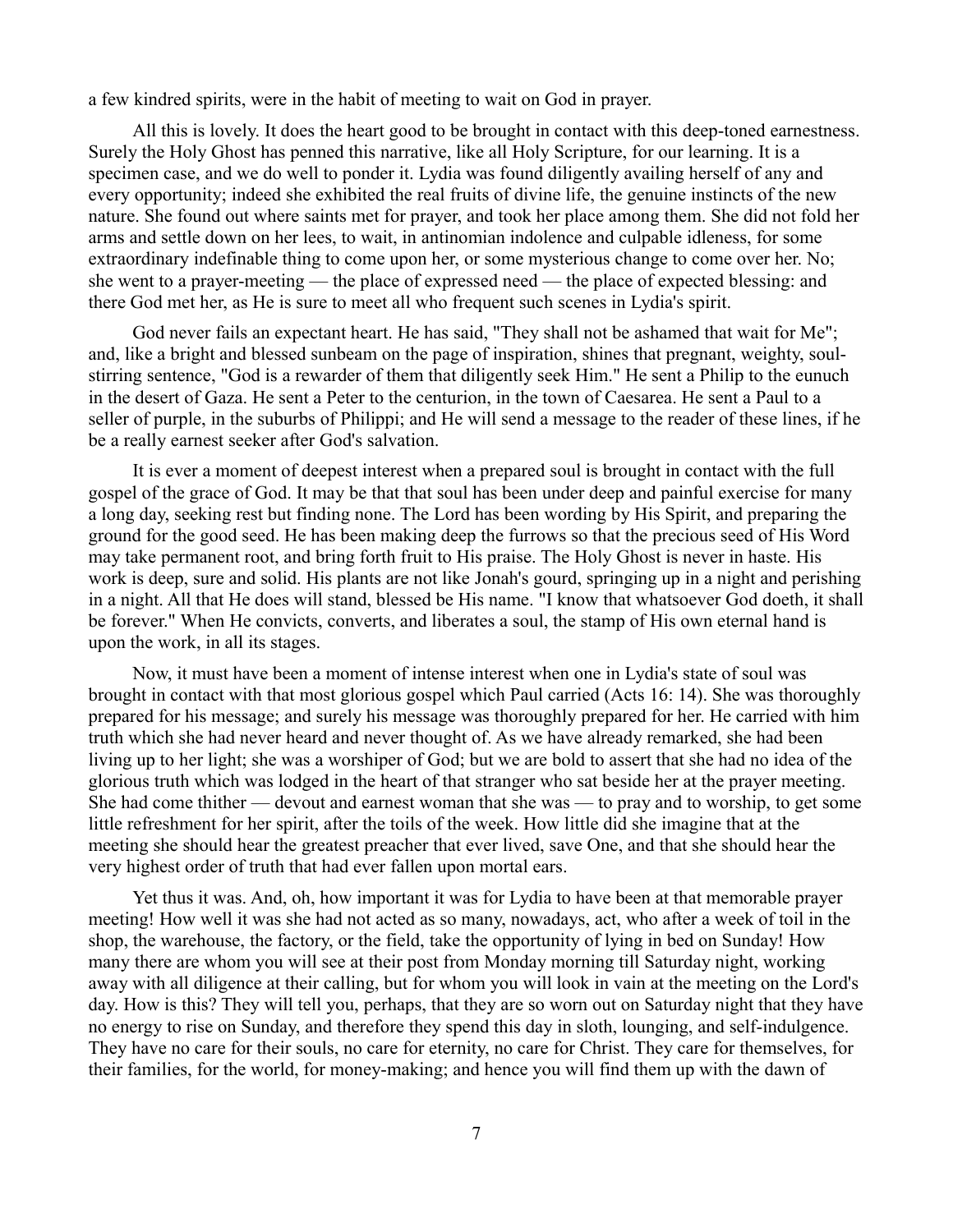a few kindred spirits, were in the habit of meeting to wait on God in prayer.

All this is lovely. It does the heart good to be brought in contact with this deep-toned earnestness. Surely the Holy Ghost has penned this narrative, like all Holy Scripture, for our learning. It is a specimen case, and we do well to ponder it. Lydia was found diligently availing herself of any and every opportunity; indeed she exhibited the real fruits of divine life, the genuine instincts of the new nature. She found out where saints met for prayer, and took her place among them. She did not fold her arms and settle down on her lees, to wait, in antinomian indolence and culpable idleness, for some extraordinary indefinable thing to come upon her, or some mysterious change to come over her. No; she went to a prayer-meeting — the place of expressed need — the place of expected blessing: and there God met her, as He is sure to meet all who frequent such scenes in Lydia's spirit.

God never fails an expectant heart. He has said, "They shall not be ashamed that wait for Me"; and, like a bright and blessed sunbeam on the page of inspiration, shines that pregnant, weighty, soul-stirring sentence, "God is a rewarder of them that diligently seek Him." He sent a Philip to the eunuch in the desert of Gaza. He sent a Peter to the centurion, in the town of Caesarea. He sent a Paul to a seller of purple, in the suburbs of Philippi; and He will send a message to the reader of these lines, if he be a really earnest seeker after God's salvation.

It is ever a moment of deepest interest when a prepared soul is brought in contact with the full gospel of the grace of God. It may be that that soul has been under deep and painful exercise for many a long day, seeking rest but finding none. The Lord has been wording by His Spirit, and preparing the ground for the good seed. He has been making deep the furrows so that the precious seed of His Word may take permanent root, and bring forth fruit to His praise. The Holy Ghost is never in haste. His work is deep, sure and solid. His plants are not like Jonah's gourd, springing up in a night and perishing in a night. All that He does will stand, blessed be His name. "I know that whatsoever God doeth, it shall be forever." When He convicts, converts, and liberates a soul, the stamp of His own eternal hand is upon the work, in all its stages.

Now, it must have been a moment of intense interest when one in Lydia's state of soul was brought in contact with that most glorious gospel which Paul carried (Acts 16: 14). She was thoroughly prepared for his message; and surely his message was thoroughly prepared for her. He carried with him truth which she had never heard and never thought of. As we have already remarked, she had been living up to her light; she was a worshiper of God; but we are bold to assert that she had no idea of the glorious truth which was lodged in the heart of that stranger who sat beside her at the prayer meeting. She had come thither — devout and earnest woman that she was — to pray and to worship, to get some little refreshment for her spirit, after the toils of the week. How little did she imagine that at the meeting she should hear the greatest preacher that ever lived, save One, and that she should hear the very highest order of truth that had ever fallen upon mortal ears.

Yet thus it was. And, oh, how important it was for Lydia to have been at that memorable prayer meeting! How well it was she had not acted as so many, nowadays, act, who after a week of toil in the shop, the warehouse, the factory, or the field, take the opportunity of lying in bed on Sunday! How many there are whom you will see at their post from Monday morning till Saturday night, working away with all diligence at their calling, but for whom you will look in vain at the meeting on the Lord's day. How is this? They will tell you, perhaps, that they are so worn out on Saturday night that they have no energy to rise on Sunday, and therefore they spend this day in sloth, lounging, and self-indulgence. They have no care for their souls, no care for eternity, no care for Christ. They care for themselves, for their families, for the world, for money-making; and hence you will find them up with the dawn of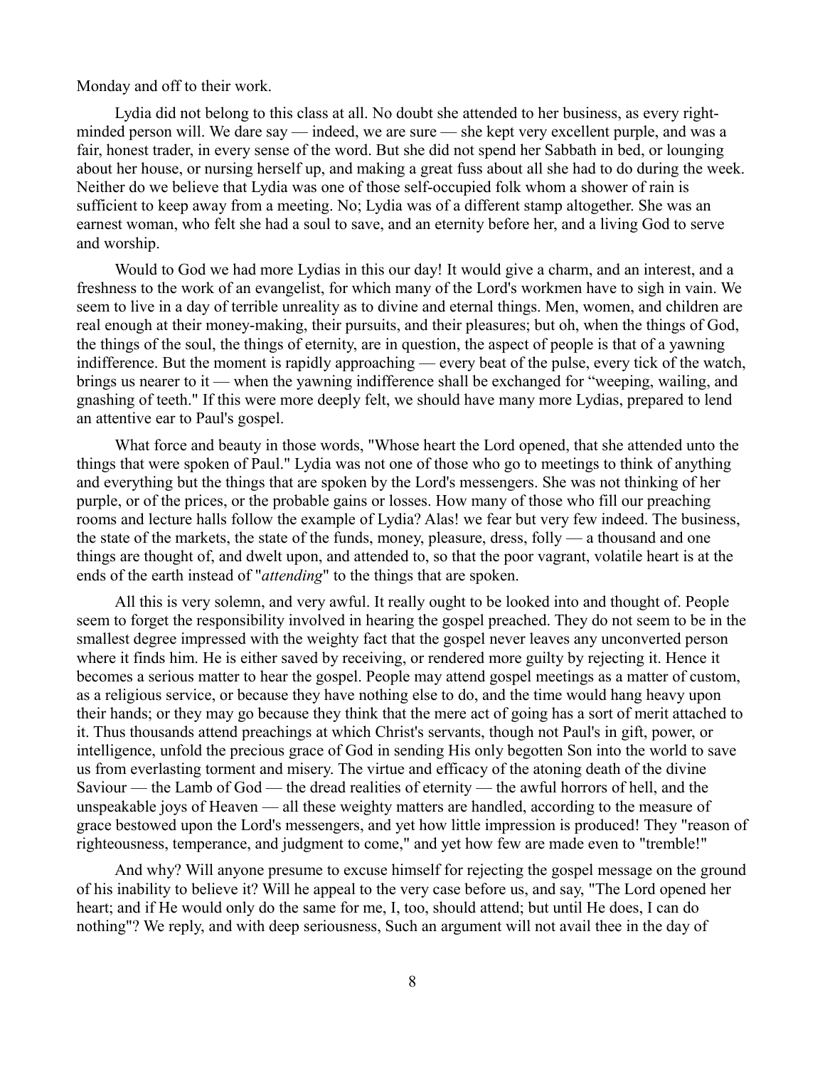Monday and off to their work.

Lydia did not belong to this class at all. No doubt she attended to her business, as every right-minded person will. We dare say — indeed, we are sure — she kept very excellent purple, and was a fair, honest trader, in every sense of the word. But she did not spend her Sabbath in bed, or lounging about her house, or nursing herself up, and making a great fuss about all she had to do during the week. Neither do we believe that Lydia was one of those self-occupied folk whom a shower of rain is sufficient to keep away from a meeting. No; Lydia was of a different stamp altogether. She was an earnest woman, who felt she had a soul to save, and an eternity before her, and a living God to serve and worship.

Would to God we had more Lydias in this our day! It would give a charm, and an interest, and a freshness to the work of an evangelist, for which many of the Lord's workmen have to sigh in vain. We seem to live in a day of terrible unreality as to divine and eternal things. Men, women, and children are real enough at their money-making, their pursuits, and their pleasures; but oh, when the things of God, the things of the soul, the things of eternity, are in question, the aspect of people is that of a yawning indifference. But the moment is rapidly approaching — every beat of the pulse, every tick of the watch, brings us nearer to it — when the yawning indifference shall be exchanged for "weeping, wailing, and gnashing of teeth." If this were more deeply felt, we should have many more Lydias, prepared to lend an attentive ear to Paul's gospel.

What force and beauty in those words, "Whose heart the Lord opened, that she attended unto the things that were spoken of Paul." Lydia was not one of those who go to meetings to think of anything and everything but the things that are spoken by the Lord's messengers. She was not thinking of her purple, or of the prices, or the probable gains or losses. How many of those who fill our preaching rooms and lecture halls follow the example of Lydia? Alas! we fear but very few indeed. The business, the state of the markets, the state of the funds, money, pleasure, dress, folly — a thousand and one things are thought of, and dwelt upon, and attended to, so that the poor vagrant, volatile heart is at the ends of the earth instead of "*attending*" to the things that are spoken.

All this is very solemn, and very awful. It really ought to be looked into and thought of. People seem to forget the responsibility involved in hearing the gospel preached. They do not seem to be in the smallest degree impressed with the weighty fact that the gospel never leaves any unconverted person where it finds him. He is either saved by receiving, or rendered more guilty by rejecting it. Hence it becomes a serious matter to hear the gospel. People may attend gospel meetings as a matter of custom, as a religious service, or because they have nothing else to do, and the time would hang heavy upon their hands; or they may go because they think that the mere act of going has a sort of merit attached to it. Thus thousands attend preachings at which Christ's servants, though not Paul's in gift, power, or intelligence, unfold the precious grace of God in sending His only begotten Son into the world to save us from everlasting torment and misery. The virtue and efficacy of the atoning death of the divine Saviour — the Lamb of God — the dread realities of eternity — the awful horrors of hell, and the unspeakable joys of Heaven — all these weighty matters are handled, according to the measure of grace bestowed upon the Lord's messengers, and yet how little impression is produced! They "reason of righteousness, temperance, and judgment to come," and yet how few are made even to "tremble!"

And why? Will anyone presume to excuse himself for rejecting the gospel message on the ground of his inability to believe it? Will he appeal to the very case before us, and say, "The Lord opened her heart; and if He would only do the same for me, I, too, should attend; but until He does, I can do nothing"? We reply, and with deep seriousness, Such an argument will not avail thee in the day of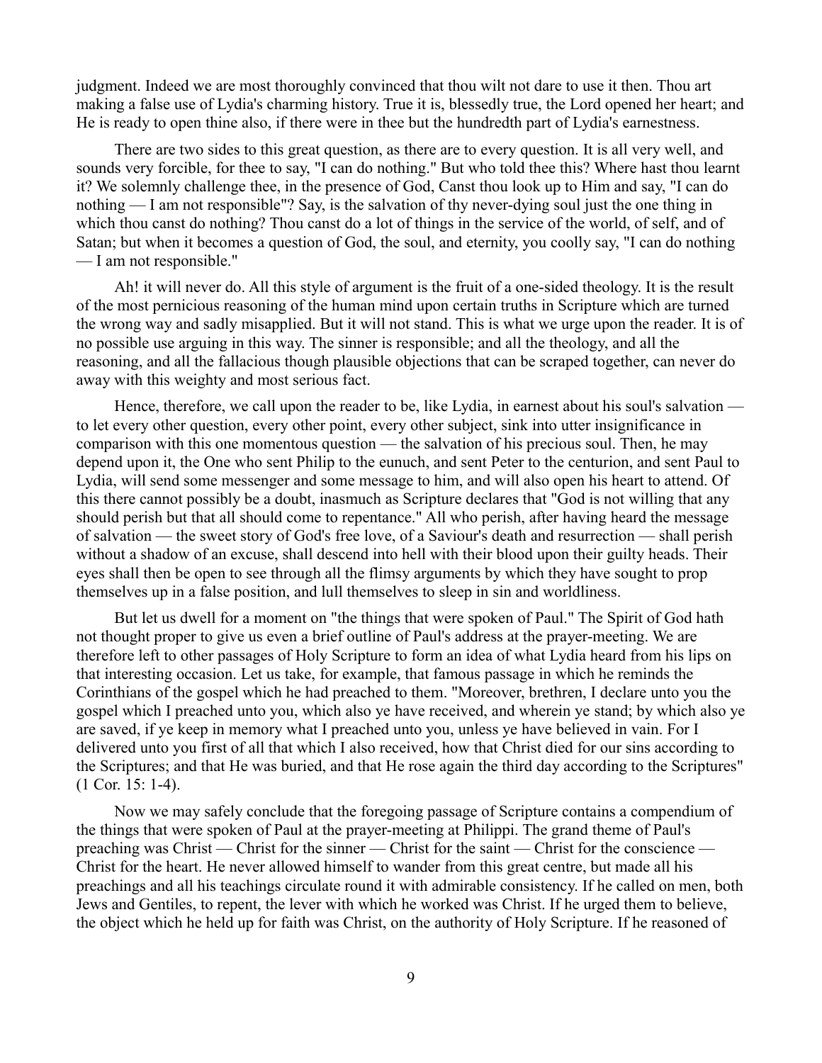judgment. Indeed we are most thoroughly convinced that thou wilt not dare to use it then. Thou art making a false use of Lydia's charming history. True it is, blessedly true, the Lord opened her heart; and He is ready to open thine also, if there were in thee but the hundredth part of Lydia's earnestness.

There are two sides to this great question, as there are to every question. It is all very well, and sounds very forcible, for thee to say, "I can do nothing." But who told thee this? Where hast thou learnt it? We solemnly challenge thee, in the presence of God, Canst thou look up to Him and say, "I can do nothing — I am not responsible"? Say, is the salvation of thy never-dying soul just the one thing in which thou canst do nothing? Thou canst do a lot of things in the service of the world, of self, and of Satan; but when it becomes a question of God, the soul, and eternity, you coolly say, "I can do nothing — I am not responsible."

Ah! it will never do. All this style of argument is the fruit of a one-sided theology. It is the result of the most pernicious reasoning of the human mind upon certain truths in Scripture which are turned the wrong way and sadly misapplied. But it will not stand. This is what we urge upon the reader. It is of no possible use arguing in this way. The sinner is responsible; and all the theology, and all the reasoning, and all the fallacious though plausible objections that can be scraped together, can never do away with this weighty and most serious fact.

Hence, therefore, we call upon the reader to be, like Lydia, in earnest about his soul's salvation — to let every other question, every other point, every other subject, sink into utter insignificance in comparison with this one momentous question — the salvation of his precious soul. Then, he may depend upon it, the One who sent Philip to the eunuch, and sent Peter to the centurion, and sent Paul to Lydia, will send some messenger and some message to him, and will also open his heart to attend. Of this there cannot possibly be a doubt, inasmuch as Scripture declares that "God is not willing that any should perish but that all should come to repentance." All who perish, after having heard the message of salvation — the sweet story of God's free love, of a Saviour's death and resurrection — shall perish without a shadow of an excuse, shall descend into hell with their blood upon their guilty heads. Their eyes shall then be open to see through all the flimsy arguments by which they have sought to prop themselves up in a false position, and lull themselves to sleep in sin and worldliness.

But let us dwell for a moment on "the things that were spoken of Paul." The Spirit of God hath not thought proper to give us even a brief outline of Paul's address at the prayer-meeting. We are therefore left to other passages of Holy Scripture to form an idea of what Lydia heard from his lips on that interesting occasion. Let us take, for example, that famous passage in which he reminds the Corinthians of the gospel which he had preached to them. "Moreover, brethren, I declare unto you the gospel which I preached unto you, which also ye have received, and wherein ye stand; by which also ye are saved, if ye keep in memory what I preached unto you, unless ye have believed in vain. For I delivered unto you first of all that which I also received, how that Christ died for our sins according to the Scriptures; and that He was buried, and that He rose again the third day according to the Scriptures" (1 Cor. 15: 1-4).

Now we may safely conclude that the foregoing passage of Scripture contains a compendium of the things that were spoken of Paul at the prayer-meeting at Philippi. The grand theme of Paul's preaching was Christ — Christ for the sinner — Christ for the saint — Christ for the conscience — Christ for the heart. He never allowed himself to wander from this great centre, but made all his preachings and all his teachings circulate round it with admirable consistency. If he called on men, both Jews and Gentiles, to repent, the lever with which he worked was Christ. If he urged them to believe, the object which he held up for faith was Christ, on the authority of Holy Scripture. If he reasoned of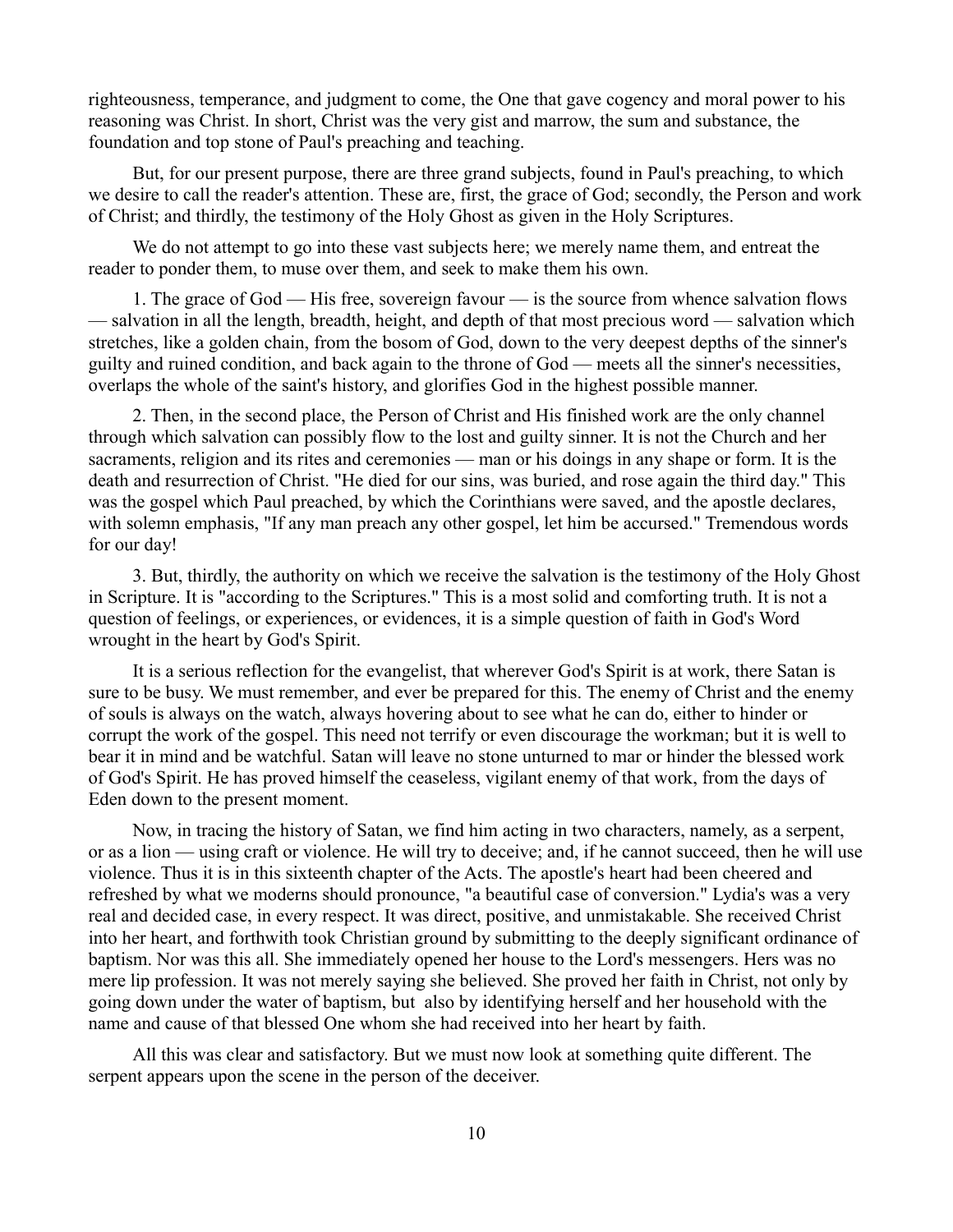righteousness, temperance, and judgment to come, the One that gave cogency and moral power to his reasoning was Christ. In short, Christ was the very gist and marrow, the sum and substance, the foundation and top stone of Paul's preaching and teaching.

But, for our present purpose, there are three grand subjects, found in Paul's preaching, to which we desire to call the reader's attention. These are, first, the grace of God; secondly, the Person and work of Christ; and thirdly, the testimony of the Holy Ghost as given in the Holy Scriptures.

We do not attempt to go into these vast subjects here; we merely name them, and entreat the reader to ponder them, to muse over them, and seek to make them his own.

1. The grace of God — His free, sovereign favour — is the source from whence salvation flows — salvation in all the length, breadth, height, and depth of that most precious word — salvation which stretches, like a golden chain, from the bosom of God, down to the very deepest depths of the sinner's guilty and ruined condition, and back again to the throne of God — meets all the sinner's necessities, overlaps the whole of the saint's history, and glorifies God in the highest possible manner.

2. Then, in the second place, the Person of Christ and His finished work are the only channel through which salvation can possibly flow to the lost and guilty sinner. It is not the Church and her sacraments, religion and its rites and ceremonies — man or his doings in any shape or form. It is the death and resurrection of Christ. "He died for our sins, was buried, and rose again the third day." This was the gospel which Paul preached, by which the Corinthians were saved, and the apostle declares, with solemn emphasis, "If any man preach any other gospel, let him be accursed." Tremendous words for our day!

3. But, thirdly, the authority on which we receive the salvation is the testimony of the Holy Ghost in Scripture. It is "according to the Scriptures." This is a most solid and comforting truth. It is not a question of feelings, or experiences, or evidences, it is a simple question of faith in God's Word wrought in the heart by God's Spirit.

It is a serious reflection for the evangelist, that wherever God's Spirit is at work, there Satan is sure to be busy. We must remember, and ever be prepared for this. The enemy of Christ and the enemy of souls is always on the watch, always hovering about to see what he can do, either to hinder or corrupt the work of the gospel. This need not terrify or even discourage the workman; but it is well to bear it in mind and be watchful. Satan will leave no stone unturned to mar or hinder the blessed work of God's Spirit. He has proved himself the ceaseless, vigilant enemy of that work, from the days of Eden down to the present moment.

Now, in tracing the history of Satan, we find him acting in two characters, namely, as a serpent, or as a lion — using craft or violence. He will try to deceive; and, if he cannot succeed, then he will use violence. Thus it is in this sixteenth chapter of the Acts. The apostle's heart had been cheered and refreshed by what we moderns should pronounce, "a beautiful case of conversion." Lydia's was a very real and decided case, in every respect. It was direct, positive, and unmistakable. She received Christ into her heart, and forthwith took Christian ground by submitting to the deeply significant ordinance of baptism. Nor was this all. She immediately opened her house to the Lord's messengers. Hers was no mere lip profession. It was not merely saying she believed. She proved her faith in Christ, not only by going down under the water of baptism, but also by identifying herself and her household with the name and cause of that blessed One whom she had received into her heart by faith.

All this was clear and satisfactory. But we must now look at something quite different. The serpent appears upon the scene in the person of the deceiver.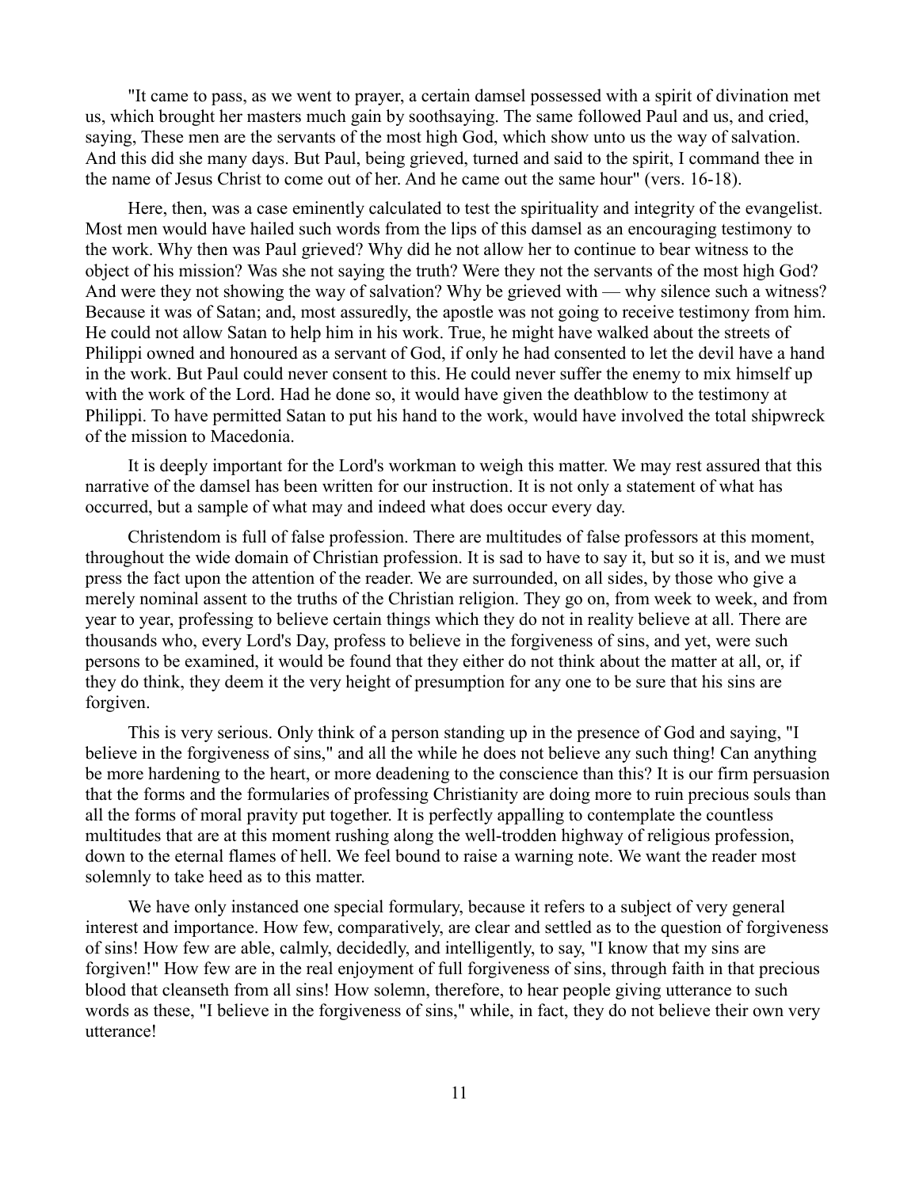"It came to pass, as we went to prayer, a certain damsel possessed with a spirit of divination met us, which brought her masters much gain by soothsaying. The same followed Paul and us, and cried, saying, These men are the servants of the most high God, which show unto us the way of salvation. And this did she many days. But Paul, being grieved, turned and said to the spirit, I command thee in the name of Jesus Christ to come out of her. And he came out the same hour" (vers. 16-18).

Here, then, was a case eminently calculated to test the spirituality and integrity of the evangelist. Most men would have hailed such words from the lips of this damsel as an encouraging testimony to the work. Why then was Paul grieved? Why did he not allow her to continue to bear witness to the object of his mission? Was she not saying the truth? Were they not the servants of the most high God? And were they not showing the way of salvation? Why be grieved with — why silence such a witness? Because it was of Satan; and, most assuredly, the apostle was not going to receive testimony from him. He could not allow Satan to help him in his work. True, he might have walked about the streets of Philippi owned and honoured as a servant of God, if only he had consented to let the devil have a hand in the work. But Paul could never consent to this. He could never suffer the enemy to mix himself up with the work of the Lord. Had he done so, it would have given the deathblow to the testimony at Philippi. To have permitted Satan to put his hand to the work, would have involved the total shipwreck of the mission to Macedonia.

It is deeply important for the Lord's workman to weigh this matter. We may rest assured that this narrative of the damsel has been written for our instruction. It is not only a statement of what has occurred, but a sample of what may and indeed what does occur every day.

Christendom is full of false profession. There are multitudes of false professors at this moment, throughout the wide domain of Christian profession. It is sad to have to say it, but so it is, and we must press the fact upon the attention of the reader. We are surrounded, on all sides, by those who give a merely nominal assent to the truths of the Christian religion. They go on, from week to week, and from year to year, professing to believe certain things which they do not in reality believe at all. There are thousands who, every Lord's Day, profess to believe in the forgiveness of sins, and yet, were such persons to be examined, it would be found that they either do not think about the matter at all, or, if they do think, they deem it the very height of presumption for any one to be sure that his sins are forgiven.

This is very serious. Only think of a person standing up in the presence of God and saying, "I believe in the forgiveness of sins," and all the while he does not believe any such thing! Can anything be more hardening to the heart, or more deadening to the conscience than this? It is our firm persuasion that the forms and the formularies of professing Christianity are doing more to ruin precious souls than all the forms of moral pravity put together. It is perfectly appalling to contemplate the countless multitudes that are at this moment rushing along the well-trodden highway of religious profession, down to the eternal flames of hell. We feel bound to raise a warning note. We want the reader most solemnly to take heed as to this matter.

We have only instanced one special formulary, because it refers to a subject of very general interest and importance. How few, comparatively, are clear and settled as to the question of forgiveness of sins! How few are able, calmly, decidedly, and intelligently, to say, "I know that my sins are forgiven!" How few are in the real enjoyment of full forgiveness of sins, through faith in that precious blood that cleanseth from all sins! How solemn, therefore, to hear people giving utterance to such words as these, "I believe in the forgiveness of sins," while, in fact, they do not believe their own very utterance!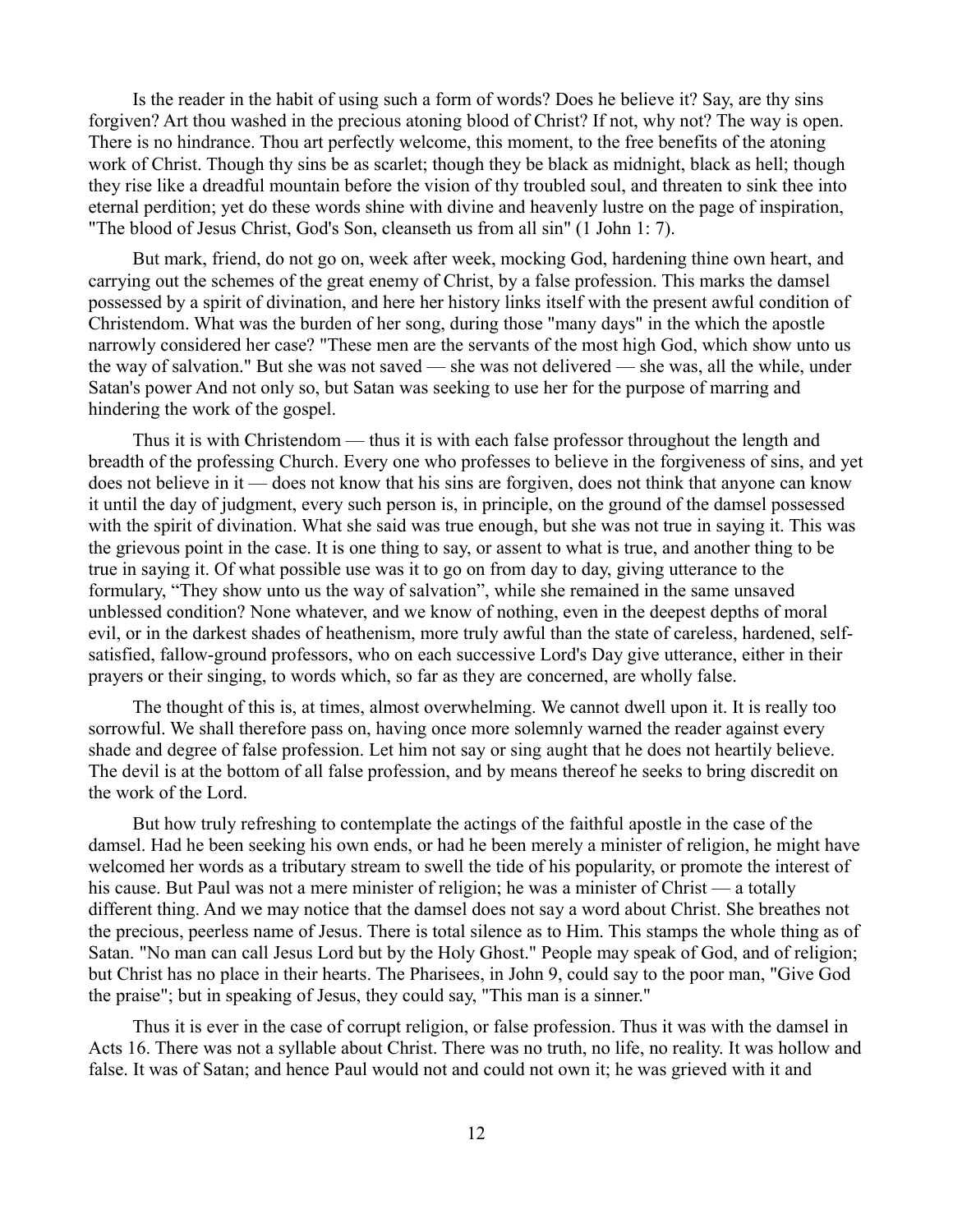Is the reader in the habit of using such a form of words? Does he believe it? Say, are thy sins forgiven? Art thou washed in the precious atoning blood of Christ? If not, why not? The way is open. There is no hindrance. Thou art perfectly welcome, this moment, to the free benefits of the atoning work of Christ. Though thy sins be as scarlet; though they be black as midnight, black as hell; though they rise like a dreadful mountain before the vision of thy troubled soul, and threaten to sink thee into eternal perdition; yet do these words shine with divine and heavenly lustre on the page of inspiration, "The blood of Jesus Christ, God's Son, cleanseth us from all sin" (1 John 1: 7).

But mark, friend, do not go on, week after week, mocking God, hardening thine own heart, and carrying out the schemes of the great enemy of Christ, by a false profession. This marks the damsel possessed by a spirit of divination, and here her history links itself with the present awful condition of Christendom. What was the burden of her song, during those "many days" in the which the apostle narrowly considered her case? "These men are the servants of the most high God, which show unto us the way of salvation." But she was not saved — she was not delivered — she was, all the while, under Satan's power And not only so, but Satan was seeking to use her for the purpose of marring and hindering the work of the gospel.

Thus it is with Christendom — thus it is with each false professor throughout the length and breadth of the professing Church. Every one who professes to believe in the forgiveness of sins, and yet does not believe in it — does not know that his sins are forgiven, does not think that anyone can know it until the day of judgment, every such person is, in principle, on the ground of the damsel possessed with the spirit of divination. What she said was true enough, but she was not true in saying it. This was the grievous point in the case. It is one thing to say, or assent to what is true, and another thing to be true in saying it. Of what possible use was it to go on from day to day, giving utterance to the formulary, "They show unto us the way of salvation", while she remained in the same unsaved unblessed condition? None whatever, and we know of nothing, even in the deepest depths of moral evil, or in the darkest shades of heathenism, more truly awful than the state of careless, hardened, self-satisfied, fallow-ground professors, who on each successive Lord's Day give utterance, either in their prayers or their singing, to words which, so far as they are concerned, are wholly false.

The thought of this is, at times, almost overwhelming. We cannot dwell upon it. It is really too sorrowful. We shall therefore pass on, having once more solemnly warned the reader against every shade and degree of false profession. Let him not say or sing aught that he does not heartily believe. The devil is at the bottom of all false profession, and by means thereof he seeks to bring discredit on the work of the Lord.

But how truly refreshing to contemplate the actings of the faithful apostle in the case of the damsel. Had he been seeking his own ends, or had he been merely a minister of religion, he might have welcomed her words as a tributary stream to swell the tide of his popularity, or promote the interest of his cause. But Paul was not a mere minister of religion; he was a minister of Christ — a totally different thing. And we may notice that the damsel does not say a word about Christ. She breathes not the precious, peerless name of Jesus. There is total silence as to Him. This stamps the whole thing as of Satan. "No man can call Jesus Lord but by the Holy Ghost." People may speak of God, and of religion; but Christ has no place in their hearts. The Pharisees, in John 9, could say to the poor man, "Give God the praise"; but in speaking of Jesus, they could say, "This man is a sinner."

Thus it is ever in the case of corrupt religion, or false profession. Thus it was with the damsel in Acts 16. There was not a syllable about Christ. There was no truth, no life, no reality. It was hollow and false. It was of Satan; and hence Paul would not and could not own it; he was grieved with it and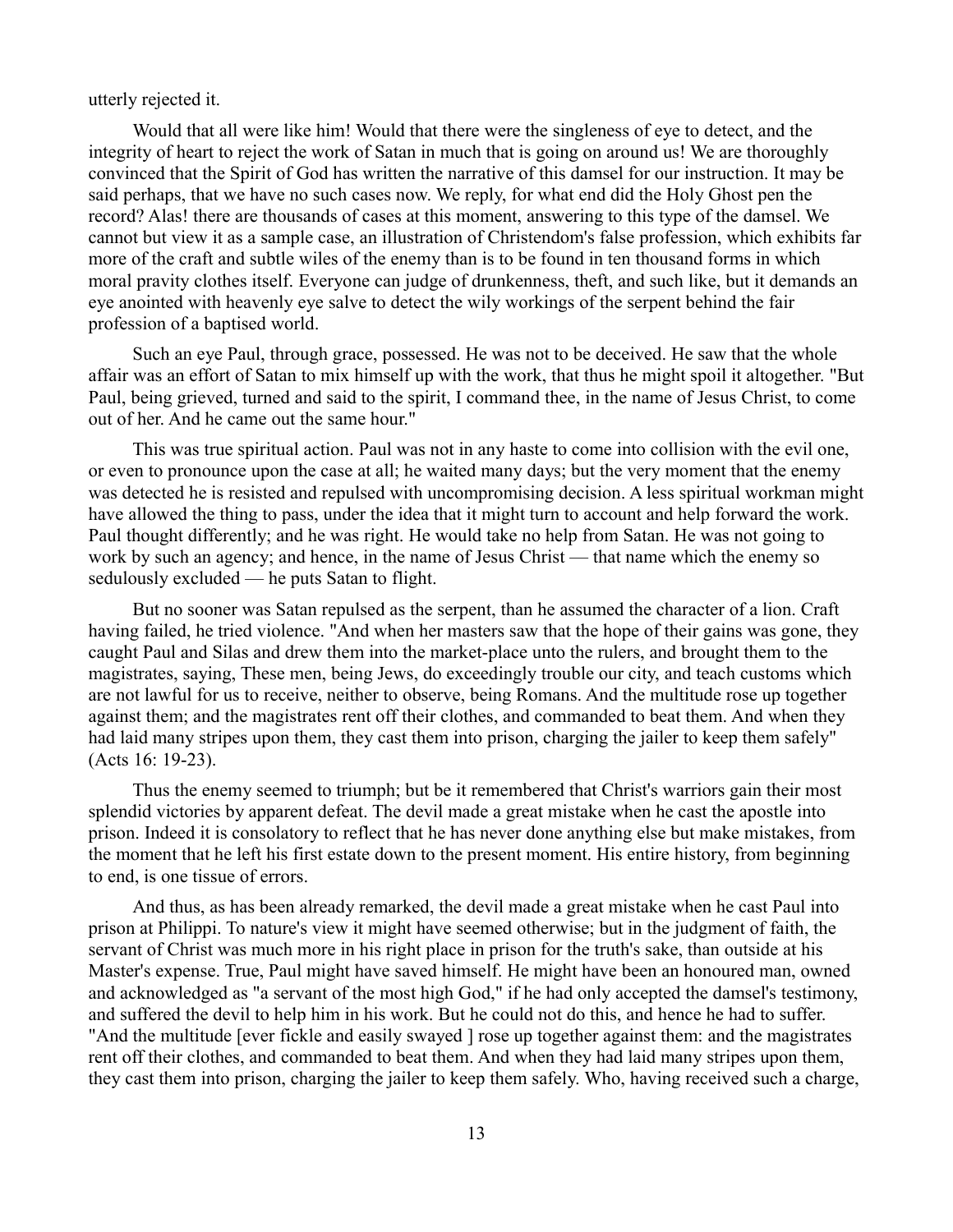utterly rejected it.

Would that all were like him! Would that there were the singleness of eye to detect, and the integrity of heart to reject the work of Satan in much that is going on around us! We are thoroughly convinced that the Spirit of God has written the narrative of this damsel for our instruction. It may be said perhaps, that we have no such cases now. We reply, for what end did the Holy Ghost pen the record? Alas! there are thousands of cases at this moment, answering to this type of the damsel. We cannot but view it as a sample case, an illustration of Christendom's false profession, which exhibits far more of the craft and subtle wiles of the enemy than is to be found in ten thousand forms in which moral pravity clothes itself. Everyone can judge of drunkenness, theft, and such like, but it demands an eye anointed with heavenly eye salve to detect the wily workings of the serpent behind the fair profession of a baptised world.

Such an eye Paul, through grace, possessed. He was not to be deceived. He saw that the whole affair was an effort of Satan to mix himself up with the work, that thus he might spoil it altogether. "But Paul, being grieved, turned and said to the spirit, I command thee, in the name of Jesus Christ, to come out of her. And he came out the same hour."

This was true spiritual action. Paul was not in any haste to come into collision with the evil one, or even to pronounce upon the case at all; he waited many days; but the very moment that the enemy was detected he is resisted and repulsed with uncompromising decision. A less spiritual workman might have allowed the thing to pass, under the idea that it might turn to account and help forward the work. Paul thought differently; and he was right. He would take no help from Satan. He was not going to work by such an agency; and hence, in the name of Jesus Christ — that name which the enemy so sedulously excluded — he puts Satan to flight.

But no sooner was Satan repulsed as the serpent, than he assumed the character of a lion. Craft having failed, he tried violence. "And when her masters saw that the hope of their gains was gone, they caught Paul and Silas and drew them into the market-place unto the rulers, and brought them to the magistrates, saying, These men, being Jews, do exceedingly trouble our city, and teach customs which are not lawful for us to receive, neither to observe, being Romans. And the multitude rose up together against them; and the magistrates rent off their clothes, and commanded to beat them. And when they had laid many stripes upon them, they cast them into prison, charging the jailer to keep them safely" (Acts 16: 19-23).

Thus the enemy seemed to triumph; but be it remembered that Christ's warriors gain their most splendid victories by apparent defeat. The devil made a great mistake when he cast the apostle into prison. Indeed it is consolatory to reflect that he has never done anything else but make mistakes, from the moment that he left his first estate down to the present moment. His entire history, from beginning to end, is one tissue of errors.

And thus, as has been already remarked, the devil made a great mistake when he cast Paul into prison at Philippi. To nature's view it might have seemed otherwise; but in the judgment of faith, the servant of Christ was much more in his right place in prison for the truth's sake, than outside at his Master's expense. True, Paul might have saved himself. He might have been an honoured man, owned and acknowledged as "a servant of the most high God," if he had only accepted the damsel's testimony, and suffered the devil to help him in his work. But he could not do this, and hence he had to suffer. "And the multitude [ever fickle and easily swayed ] rose up together against them: and the magistrates rent off their clothes, and commanded to beat them. And when they had laid many stripes upon them, they cast them into prison, charging the jailer to keep them safely. Who, having received such a charge,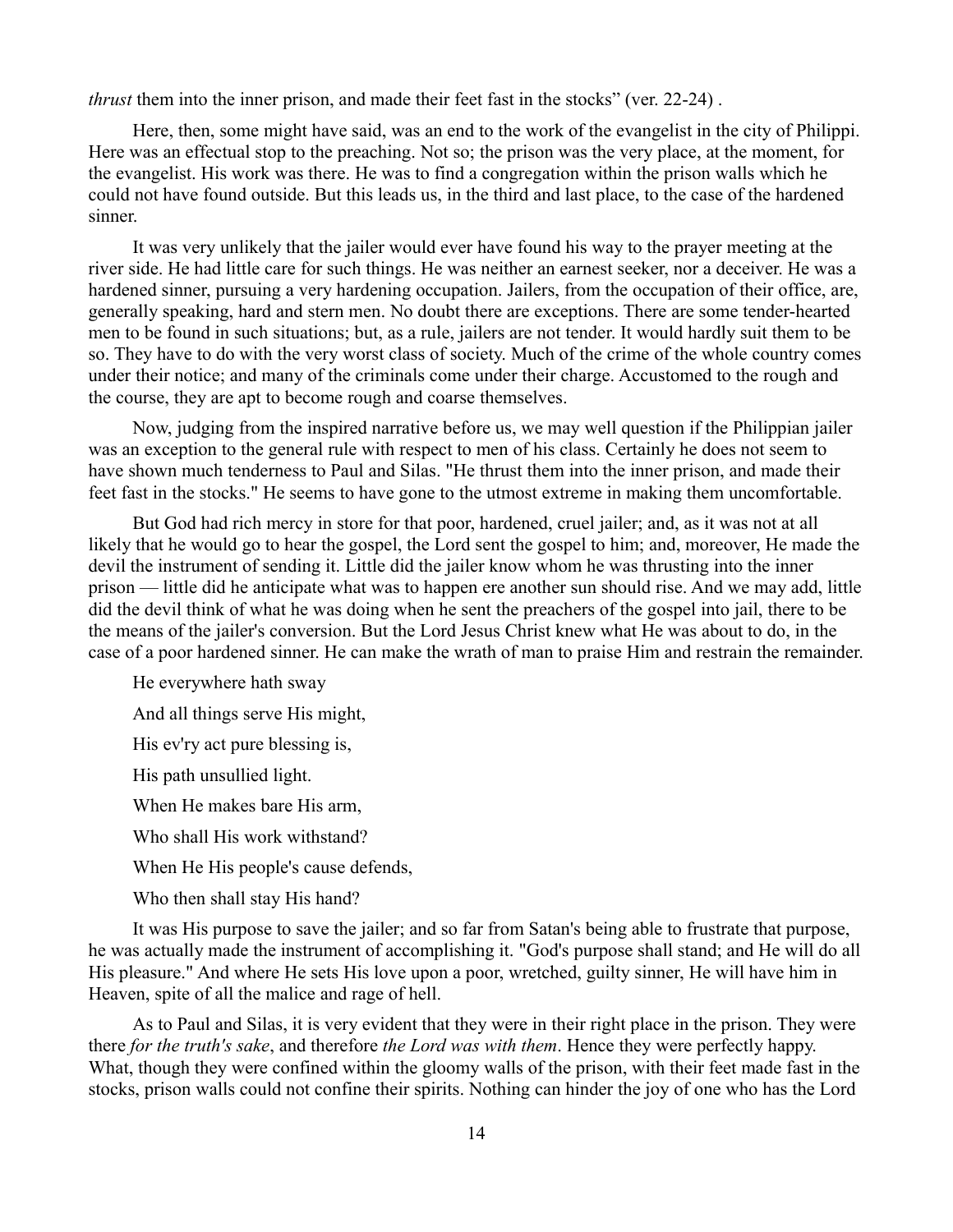*thrust* them into the inner prison, and made their feet fast in the stocks" (ver. 22-24) .

Here, then, some might have said, was an end to the work of the evangelist in the city of Philippi. Here was an effectual stop to the preaching. Not so; the prison was the very place, at the moment, for the evangelist. His work was there. He was to find a congregation within the prison walls which he could not have found outside. But this leads us, in the third and last place, to the case of the hardened sinner.

It was very unlikely that the jailer would ever have found his way to the prayer meeting at the river side. He had little care for such things. He was neither an earnest seeker, nor a deceiver. He was a hardened sinner, pursuing a very hardening occupation. Jailers, from the occupation of their office, are, generally speaking, hard and stern men. No doubt there are exceptions. There are some tender-hearted men to be found in such situations; but, as a rule, jailers are not tender. It would hardly suit them to be so. They have to do with the very worst class of society. Much of the crime of the whole country comes under their notice; and many of the criminals come under their charge. Accustomed to the rough and the course, they are apt to become rough and coarse themselves.

Now, judging from the inspired narrative before us, we may well question if the Philippian jailer was an exception to the general rule with respect to men of his class. Certainly he does not seem to have shown much tenderness to Paul and Silas. "He thrust them into the inner prison, and made their feet fast in the stocks." He seems to have gone to the utmost extreme in making them uncomfortable.

But God had rich mercy in store for that poor, hardened, cruel jailer; and, as it was not at all likely that he would go to hear the gospel, the Lord sent the gospel to him; and, moreover, He made the devil the instrument of sending it. Little did the jailer know whom he was thrusting into the inner prison — little did he anticipate what was to happen ere another sun should rise. And we may add, little did the devil think of what he was doing when he sent the preachers of the gospel into jail, there to be the means of the jailer's conversion. But the Lord Jesus Christ knew what He was about to do, in the case of a poor hardened sinner. He can make the wrath of man to praise Him and restrain the remainder.

He everywhere hath sway

And all things serve His might,

His ev'ry act pure blessing is,

His path unsullied light.

When He makes bare His arm,

Who shall His work withstand?

When He His people's cause defends,

Who then shall stay His hand?

It was His purpose to save the jailer; and so far from Satan's being able to frustrate that purpose, he was actually made the instrument of accomplishing it. "God's purpose shall stand; and He will do all His pleasure." And where He sets His love upon a poor, wretched, guilty sinner, He will have him in Heaven, spite of all the malice and rage of hell.

As to Paul and Silas, it is very evident that they were in their right place in the prison. They were there *for the truth's sake*, and therefore *the Lord was with them*. Hence they were perfectly happy. What, though they were confined within the gloomy walls of the prison, with their feet made fast in the stocks, prison walls could not confine their spirits. Nothing can hinder the joy of one who has the Lord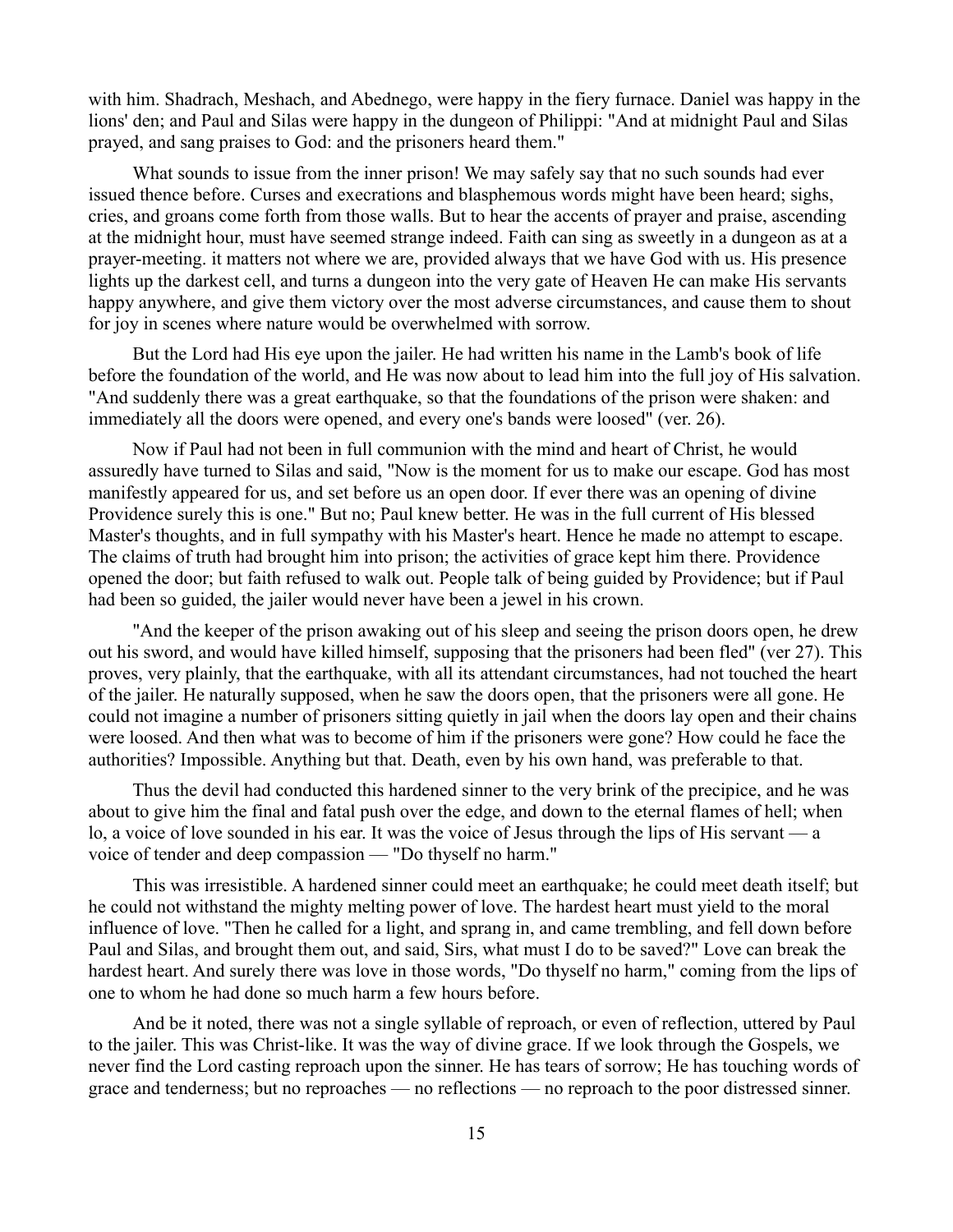with him. Shadrach, Meshach, and Abednego, were happy in the fiery furnace. Daniel was happy in the lions' den; and Paul and Silas were happy in the dungeon of Philippi: "And at midnight Paul and Silas prayed, and sang praises to God: and the prisoners heard them."

What sounds to issue from the inner prison! We may safely say that no such sounds had ever issued thence before. Curses and execrations and blasphemous words might have been heard; sighs, cries, and groans come forth from those walls. But to hear the accents of prayer and praise, ascending at the midnight hour, must have seemed strange indeed. Faith can sing as sweetly in a dungeon as at a prayer-meeting. it matters not where we are, provided always that we have God with us. His presence lights up the darkest cell, and turns a dungeon into the very gate of Heaven He can make His servants happy anywhere, and give them victory over the most adverse circumstances, and cause them to shout for joy in scenes where nature would be overwhelmed with sorrow.

But the Lord had His eye upon the jailer. He had written his name in the Lamb's book of life before the foundation of the world, and He was now about to lead him into the full joy of His salvation. "And suddenly there was a great earthquake, so that the foundations of the prison were shaken: and immediately all the doors were opened, and every one's bands were loosed" (ver. 26).

Now if Paul had not been in full communion with the mind and heart of Christ, he would assuredly have turned to Silas and said, "Now is the moment for us to make our escape. God has most manifestly appeared for us, and set before us an open door. If ever there was an opening of divine Providence surely this is one." But no; Paul knew better. He was in the full current of His blessed Master's thoughts, and in full sympathy with his Master's heart. Hence he made no attempt to escape. The claims of truth had brought him into prison; the activities of grace kept him there. Providence opened the door; but faith refused to walk out. People talk of being guided by Providence; but if Paul had been so guided, the jailer would never have been a jewel in his crown.

"And the keeper of the prison awaking out of his sleep and seeing the prison doors open, he drew out his sword, and would have killed himself, supposing that the prisoners had been fled" (ver 27). This proves, very plainly, that the earthquake, with all its attendant circumstances, had not touched the heart of the jailer. He naturally supposed, when he saw the doors open, that the prisoners were all gone. He could not imagine a number of prisoners sitting quietly in jail when the doors lay open and their chains were loosed. And then what was to become of him if the prisoners were gone? How could he face the authorities? Impossible. Anything but that. Death, even by his own hand, was preferable to that.

Thus the devil had conducted this hardened sinner to the very brink of the precipice, and he was about to give him the final and fatal push over the edge, and down to the eternal flames of hell; when lo, a voice of love sounded in his ear. It was the voice of Jesus through the lips of His servant — a voice of tender and deep compassion — "Do thyself no harm."

This was irresistible. A hardened sinner could meet an earthquake; he could meet death itself; but he could not withstand the mighty melting power of love. The hardest heart must yield to the moral influence of love. "Then he called for a light, and sprang in, and came trembling, and fell down before Paul and Silas, and brought them out, and said, Sirs, what must I do to be saved?" Love can break the hardest heart. And surely there was love in those words, "Do thyself no harm," coming from the lips of one to whom he had done so much harm a few hours before.

And be it noted, there was not a single syllable of reproach, or even of reflection, uttered by Paul to the jailer. This was Christ-like. It was the way of divine grace. If we look through the Gospels, we never find the Lord casting reproach upon the sinner. He has tears of sorrow; He has touching words of grace and tenderness; but no reproaches — no reflections — no reproach to the poor distressed sinner.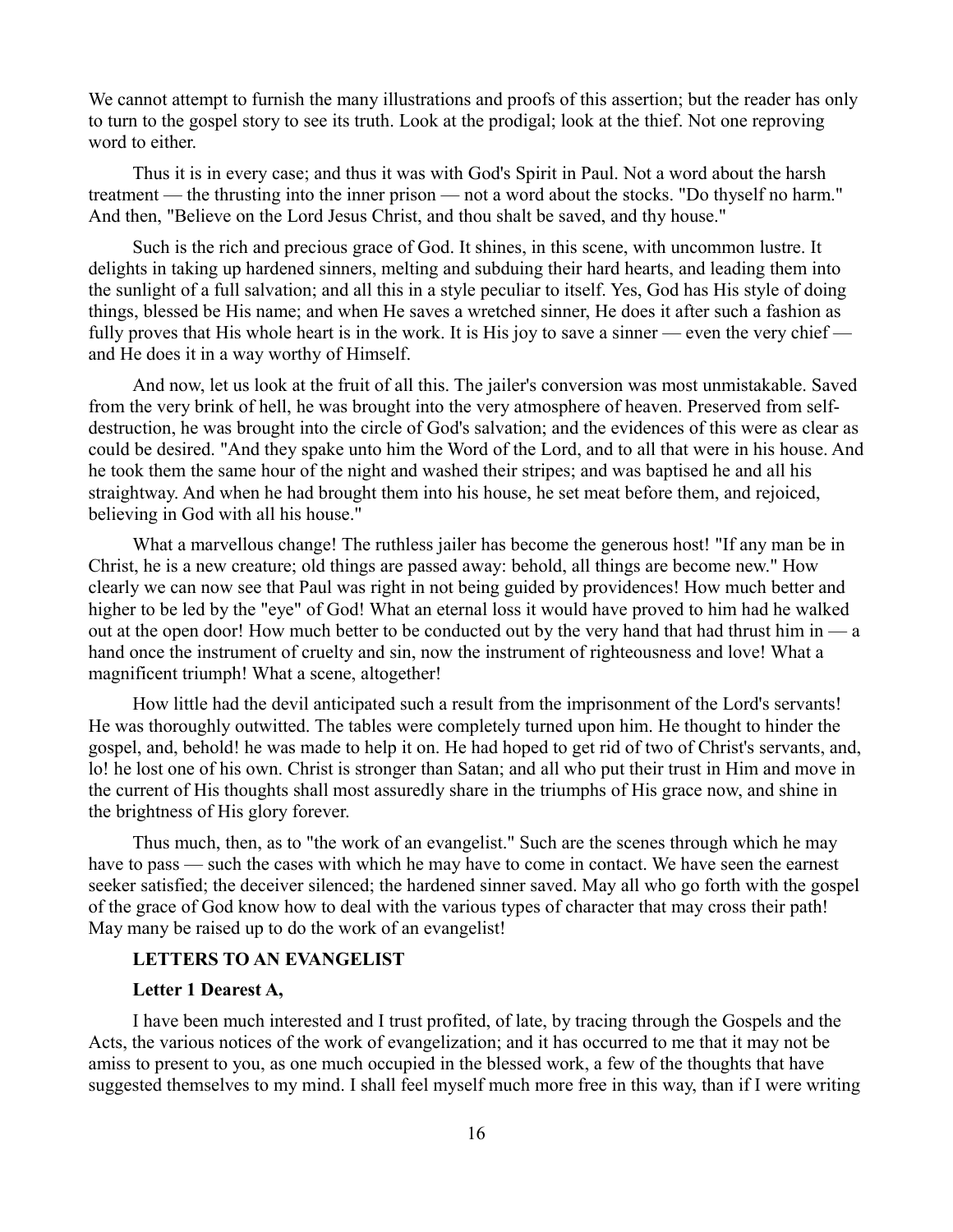We cannot attempt to furnish the many illustrations and proofs of this assertion; but the reader has only to turn to the gospel story to see its truth. Look at the prodigal; look at the thief. Not one reproving word to either.

Thus it is in every case; and thus it was with God's Spirit in Paul. Not a word about the harsh treatment — the thrusting into the inner prison — not a word about the stocks. "Do thyself no harm." And then, "Believe on the Lord Jesus Christ, and thou shalt be saved, and thy house."

Such is the rich and precious grace of God. It shines, in this scene, with uncommon lustre. It delights in taking up hardened sinners, melting and subduing their hard hearts, and leading them into the sunlight of a full salvation; and all this in a style peculiar to itself. Yes, God has His style of doing things, blessed be His name; and when He saves a wretched sinner, He does it after such a fashion as fully proves that His whole heart is in the work. It is His joy to save a sinner — even the very chief — and He does it in a way worthy of Himself.

And now, let us look at the fruit of all this. The jailer's conversion was most unmistakable. Saved from the very brink of hell, he was brought into the very atmosphere of heaven. Preserved from self-destruction, he was brought into the circle of God's salvation; and the evidences of this were as clear as could be desired. "And they spake unto him the Word of the Lord, and to all that were in his house. And he took them the same hour of the night and washed their stripes; and was baptised he and all his straightway. And when he had brought them into his house, he set meat before them, and rejoiced, believing in God with all his house."

What a marvellous change! The ruthless jailer has become the generous host! "If any man be in Christ, he is a new creature; old things are passed away: behold, all things are become new." How clearly we can now see that Paul was right in not being guided by providences! How much better and higher to be led by the "eye" of God! What an eternal loss it would have proved to him had he walked out at the open door! How much better to be conducted out by the very hand that had thrust him in — a hand once the instrument of cruelty and sin, now the instrument of righteousness and love! What a magnificent triumph! What a scene, altogether!

How little had the devil anticipated such a result from the imprisonment of the Lord's servants! He was thoroughly outwitted. The tables were completely turned upon him. He thought to hinder the gospel, and, behold! he was made to help it on. He had hoped to get rid of two of Christ's servants, and, lo! he lost one of his own. Christ is stronger than Satan; and all who put their trust in Him and move in the current of His thoughts shall most assuredly share in the triumphs of His grace now, and shine in the brightness of His glory forever.

Thus much, then, as to "the work of an evangelist." Such are the scenes through which he may have to pass — such the cases with which he may have to come in contact. We have seen the earnest seeker satisfied; the deceiver silenced; the hardened sinner saved. May all who go forth with the gospel of the grace of God know how to deal with the various types of character that may cross their path! May many be raised up to do the work of an evangelist!

## LETTERS TO AN EVANGELIST

### Letter 1 Dearest A,

I have been much interested and I trust profited, of late, by tracing through the Gospels and the Acts, the various notices of the work of evangelization; and it has occurred to me that it may not be amiss to present to you, as one much occupied in the blessed work, a few of the thoughts that have suggested themselves to my mind. I shall feel myself much more free in this way, than if I were writing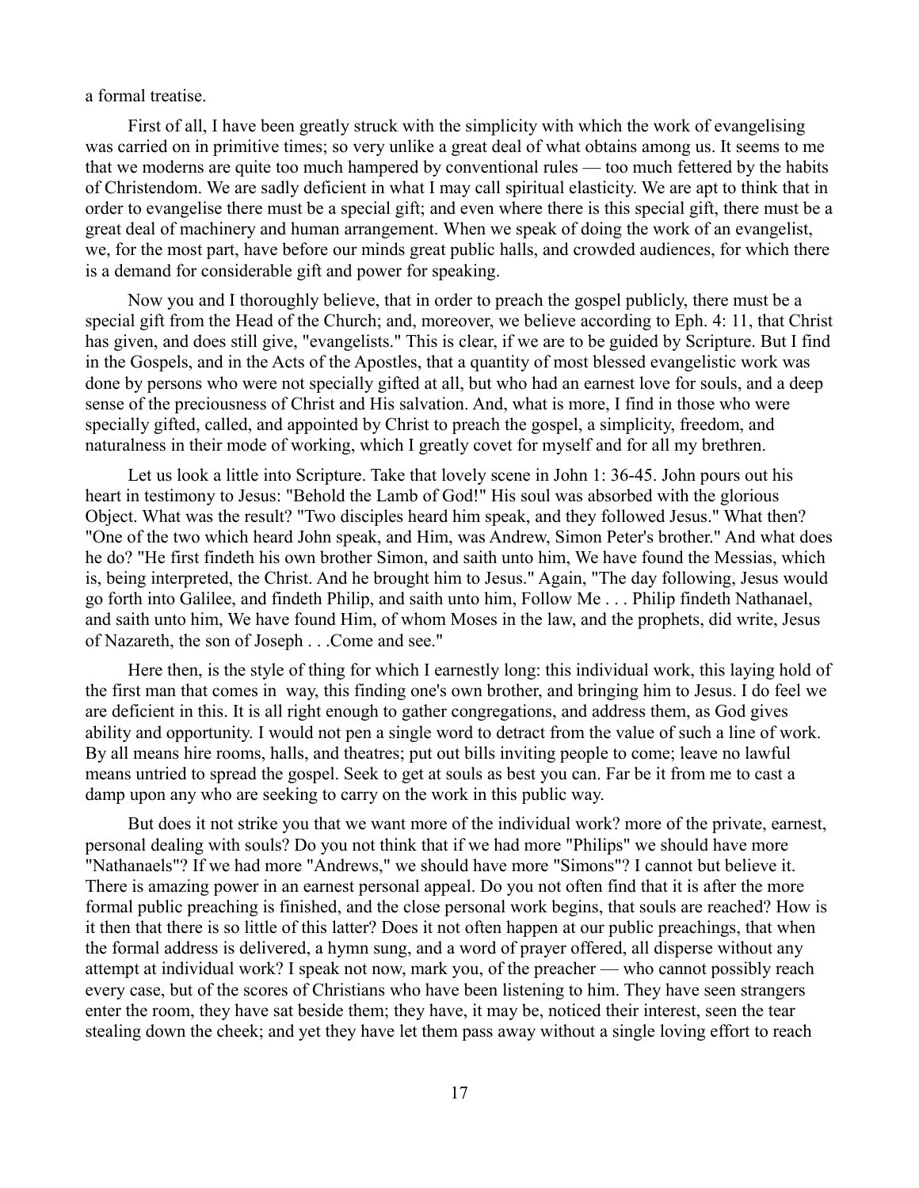a formal treatise.

First of all, I have been greatly struck with the simplicity with which the work of evangelising was carried on in primitive times; so very unlike a great deal of what obtains among us. It seems to me that we moderns are quite too much hampered by conventional rules — too much fettered by the habits of Christendom. We are sadly deficient in what I may call spiritual elasticity. We are apt to think that in order to evangelise there must be a special gift; and even where there is this special gift, there must be a great deal of machinery and human arrangement. When we speak of doing the work of an evangelist, we, for the most part, have before our minds great public halls, and crowded audiences, for which there is a demand for considerable gift and power for speaking.

Now you and I thoroughly believe, that in order to preach the gospel publicly, there must be a special gift from the Head of the Church; and, moreover, we believe according to Eph. 4: 11, that Christ has given, and does still give, "evangelists." This is clear, if we are to be guided by Scripture. But I find in the Gospels, and in the Acts of the Apostles, that a quantity of most blessed evangelistic work was done by persons who were not specially gifted at all, but who had an earnest love for souls, and a deep sense of the preciousness of Christ and His salvation. And, what is more, I find in those who were specially gifted, called, and appointed by Christ to preach the gospel, a simplicity, freedom, and naturalness in their mode of working, which I greatly covet for myself and for all my brethren.

Let us look a little into Scripture. Take that lovely scene in John 1: 36-45. John pours out his heart in testimony to Jesus: "Behold the Lamb of God!" His soul was absorbed with the glorious Object. What was the result? "Two disciples heard him speak, and they followed Jesus." What then? "One of the two which heard John speak, and Him, was Andrew, Simon Peter's brother." And what does he do? "He first findeth his own brother Simon, and saith unto him, We have found the Messias, which is, being interpreted, the Christ. And he brought him to Jesus." Again, "The day following, Jesus would go forth into Galilee, and findeth Philip, and saith unto him, Follow Me . . . Philip findeth Nathanael, and saith unto him, We have found Him, of whom Moses in the law, and the prophets, did write, Jesus of Nazareth, the son of Joseph . . .Come and see."

Here then, is the style of thing for which I earnestly long: this individual work, this laying hold of the first man that comes in way, this finding one's own brother, and bringing him to Jesus. I do feel we are deficient in this. It is all right enough to gather congregations, and address them, as God gives ability and opportunity. I would not pen a single word to detract from the value of such a line of work. By all means hire rooms, halls, and theatres; put out bills inviting people to come; leave no lawful means untried to spread the gospel. Seek to get at souls as best you can. Far be it from me to cast a damp upon any who are seeking to carry on the work in this public way.

But does it not strike you that we want more of the individual work? more of the private, earnest, personal dealing with souls? Do you not think that if we had more "Philips" we should have more "Nathanaels"? If we had more "Andrews," we should have more "Simons"? I cannot but believe it. There is amazing power in an earnest personal appeal. Do you not often find that it is after the more formal public preaching is finished, and the close personal work begins, that souls are reached? How is it then that there is so little of this latter? Does it not often happen at our public preachings, that when the formal address is delivered, a hymn sung, and a word of prayer offered, all disperse without any attempt at individual work? I speak not now, mark you, of the preacher — who cannot possibly reach every case, but of the scores of Christians who have been listening to him. They have seen strangers enter the room, they have sat beside them; they have, it may be, noticed their interest, seen the tear stealing down the cheek; and yet they have let them pass away without a single loving effort to reach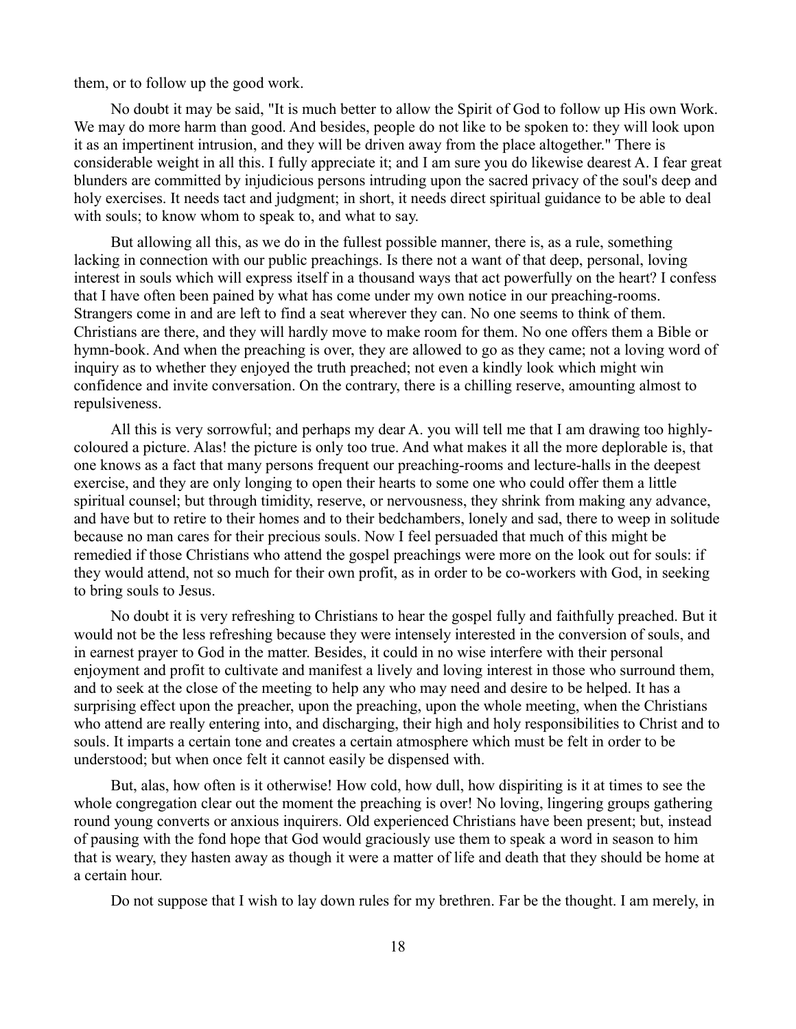them, or to follow up the good work.

No doubt it may be said, "It is much better to allow the Spirit of God to follow up His own Work. We may do more harm than good. And besides, people do not like to be spoken to: they will look upon it as an impertinent intrusion, and they will be driven away from the place altogether." There is considerable weight in all this. I fully appreciate it; and I am sure you do likewise dearest A. I fear great blunders are committed by injudicious persons intruding upon the sacred privacy of the soul's deep and holy exercises. It needs tact and judgment; in short, it needs direct spiritual guidance to be able to deal with souls; to know whom to speak to, and what to say.

But allowing all this, as we do in the fullest possible manner, there is, as a rule, something lacking in connection with our public preachings. Is there not a want of that deep, personal, loving interest in souls which will express itself in a thousand ways that act powerfully on the heart? I confess that I have often been pained by what has come under my own notice in our preaching-rooms. Strangers come in and are left to find a seat wherever they can. No one seems to think of them. Christians are there, and they will hardly move to make room for them. No one offers them a Bible or hymn-book. And when the preaching is over, they are allowed to go as they came; not a loving word of inquiry as to whether they enjoyed the truth preached; not even a kindly look which might win confidence and invite conversation. On the contrary, there is a chilling reserve, amounting almost to repulsiveness.

All this is very sorrowful; and perhaps my dear A. you will tell me that I am drawing too highly-coloured a picture. Alas! the picture is only too true. And what makes it all the more deplorable is, that one knows as a fact that many persons frequent our preaching-rooms and lecture-halls in the deepest exercise, and they are only longing to open their hearts to some one who could offer them a little spiritual counsel; but through timidity, reserve, or nervousness, they shrink from making any advance, and have but to retire to their homes and to their bedchambers, lonely and sad, there to weep in solitude because no man cares for their precious souls. Now I feel persuaded that much of this might be remedied if those Christians who attend the gospel preachings were more on the look out for souls: if they would attend, not so much for their own profit, as in order to be co-workers with God, in seeking to bring souls to Jesus.

No doubt it is very refreshing to Christians to hear the gospel fully and faithfully preached. But it would not be the less refreshing because they were intensely interested in the conversion of souls, and in earnest prayer to God in the matter. Besides, it could in no wise interfere with their personal enjoyment and profit to cultivate and manifest a lively and loving interest in those who surround them, and to seek at the close of the meeting to help any who may need and desire to be helped. It has a surprising effect upon the preacher, upon the preaching, upon the whole meeting, when the Christians who attend are really entering into, and discharging, their high and holy responsibilities to Christ and to souls. It imparts a certain tone and creates a certain atmosphere which must be felt in order to be understood; but when once felt it cannot easily be dispensed with.

But, alas, how often is it otherwise! How cold, how dull, how dispiriting is it at times to see the whole congregation clear out the moment the preaching is over! No loving, lingering groups gathering round young converts or anxious inquirers. Old experienced Christians have been present; but, instead of pausing with the fond hope that God would graciously use them to speak a word in season to him that is weary, they hasten away as though it were a matter of life and death that they should be home at a certain hour.

Do not suppose that I wish to lay down rules for my brethren. Far be the thought. I am merely, in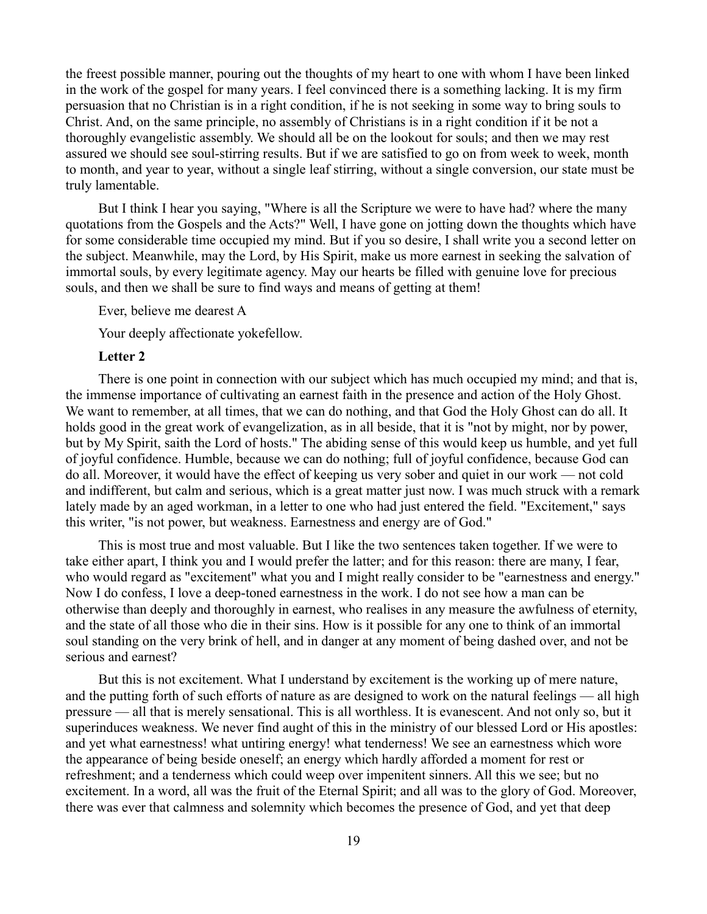the freest possible manner, pouring out the thoughts of my heart to one with whom I have been linked in the work of the gospel for many years. I feel convinced there is a something lacking. It is my firm persuasion that no Christian is in a right condition, if he is not seeking in some way to bring souls to Christ. And, on the same principle, no assembly of Christians is in a right condition if it be not a thoroughly evangelistic assembly. We should all be on the lookout for souls; and then we may rest assured we should see soul-stirring results. But if we are satisfied to go on from week to week, month to month, and year to year, without a single leaf stirring, without a single conversion, our state must be truly lamentable.

But I think I hear you saying, "Where is all the Scripture we were to have had? where the many quotations from the Gospels and the Acts?" Well, I have gone on jotting down the thoughts which have for some considerable time occupied my mind. But if you so desire, I shall write you a second letter on the subject. Meanwhile, may the Lord, by His Spirit, make us more earnest in seeking the salvation of immortal souls, by every legitimate agency. May our hearts be filled with genuine love for precious souls, and then we shall be sure to find ways and means of getting at them!

Ever, believe me dearest A

Your deeply affectionate yokefellow.

**Letter 2**

There is one point in connection with our subject which has much occupied my mind; and that is, the immense importance of cultivating an earnest faith in the presence and action of the Holy Ghost. We want to remember, at all times, that we can do nothing, and that God the Holy Ghost can do all. It holds good in the great work of evangelization, as in all beside, that it is "not by might, nor by power, but by My Spirit, saith the Lord of hosts." The abiding sense of this would keep us humble, and yet full of joyful confidence. Humble, because we can do nothing; full of joyful confidence, because God can do all. Moreover, it would have the effect of keeping us very sober and quiet in our work — not cold and indifferent, but calm and serious, which is a great matter just now. I was much struck with a remark lately made by an aged workman, in a letter to one who had just entered the field. "Excitement," says this writer, "is not power, but weakness. Earnestness and energy are of God."

This is most true and most valuable. But I like the two sentences taken together. If we were to take either apart, I think you and I would prefer the latter; and for this reason: there are many, I fear, who would regard as "excitement" what you and I might really consider to be "earnestness and energy." Now I do confess, I love a deep-toned earnestness in the work. I do not see how a man can be otherwise than deeply and thoroughly in earnest, who realises in any measure the awfulness of eternity, and the state of all those who die in their sins. How is it possible for any one to think of an immortal soul standing on the very brink of hell, and in danger at any moment of being dashed over, and not be serious and earnest?

But this is not excitement. What I understand by excitement is the working up of mere nature, and the putting forth of such efforts of nature as are designed to work on the natural feelings — all high pressure — all that is merely sensational. This is all worthless. It is evanescent. And not only so, but it superinduces weakness. We never find aught of this in the ministry of our blessed Lord or His apostles: and yet what earnestness! what untiring energy! what tenderness! We see an earnestness which wore the appearance of being beside oneself; an energy which hardly afforded a moment for rest or refreshment; and a tenderness which could weep over impenitent sinners. All this we see; but no excitement. In a word, all was the fruit of the Eternal Spirit; and all was to the glory of God. Moreover, there was ever that calmness and solemnity which becomes the presence of God, and yet that deep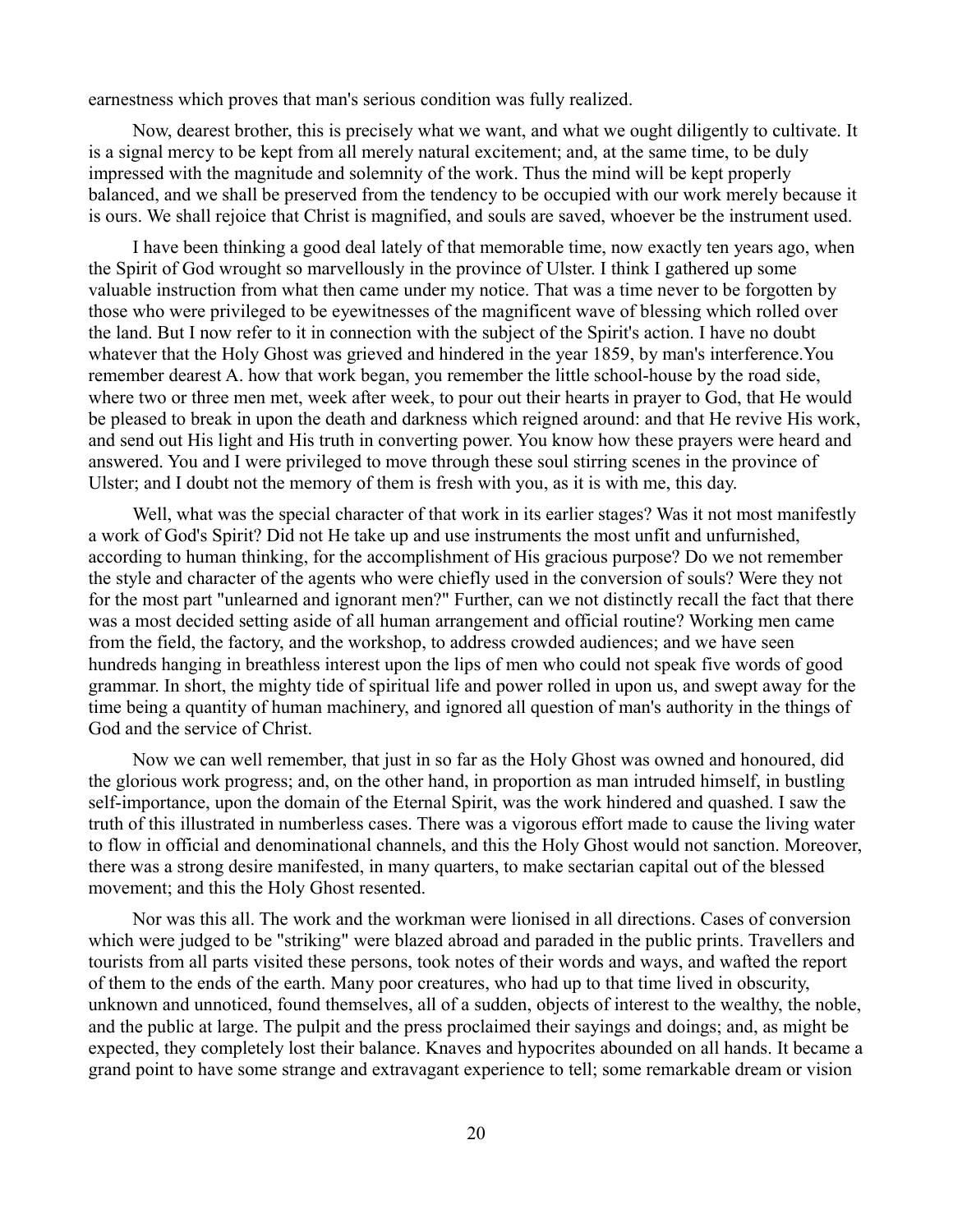earnestness which proves that man's serious condition was fully realized.

Now, dearest brother, this is precisely what we want, and what we ought diligently to cultivate. It is a signal mercy to be kept from all merely natural excitement; and, at the same time, to be duly impressed with the magnitude and solemnity of the work. Thus the mind will be kept properly balanced, and we shall be preserved from the tendency to be occupied with our work merely because it is ours. We shall rejoice that Christ is magnified, and souls are saved, whoever be the instrument used.

I have been thinking a good deal lately of that memorable time, now exactly ten years ago, when the Spirit of God wrought so marvellously in the province of Ulster. I think I gathered up some valuable instruction from what then came under my notice. That was a time never to be forgotten by those who were privileged to be eyewitnesses of the magnificent wave of blessing which rolled over the land. But I now refer to it in connection with the subject of the Spirit's action. I have no doubt whatever that the Holy Ghost was grieved and hindered in the year 1859, by man's interference.You remember dearest A. how that work began, you remember the little school-house by the road side, where two or three men met, week after week, to pour out their hearts in prayer to God, that He would be pleased to break in upon the death and darkness which reigned around: and that He revive His work, and send out His light and His truth in converting power. You know how these prayers were heard and answered. You and I were privileged to move through these soul stirring scenes in the province of Ulster; and I doubt not the memory of them is fresh with you, as it is with me, this day.

Well, what was the special character of that work in its earlier stages? Was it not most manifestly a work of God's Spirit? Did not He take up and use instruments the most unfit and unfurnished, according to human thinking, for the accomplishment of His gracious purpose? Do we not remember the style and character of the agents who were chiefly used in the conversion of souls? Were they not for the most part "unlearned and ignorant men?" Further, can we not distinctly recall the fact that there was a most decided setting aside of all human arrangement and official routine? Working men came from the field, the factory, and the workshop, to address crowded audiences; and we have seen hundreds hanging in breathless interest upon the lips of men who could not speak five words of good grammar. In short, the mighty tide of spiritual life and power rolled in upon us, and swept away for the time being a quantity of human machinery, and ignored all question of man's authority in the things of God and the service of Christ.

Now we can well remember, that just in so far as the Holy Ghost was owned and honoured, did the glorious work progress; and, on the other hand, in proportion as man intruded himself, in bustling self-importance, upon the domain of the Eternal Spirit, was the work hindered and quashed. I saw the truth of this illustrated in numberless cases. There was a vigorous effort made to cause the living water to flow in official and denominational channels, and this the Holy Ghost would not sanction. Moreover, there was a strong desire manifested, in many quarters, to make sectarian capital out of the blessed movement; and this the Holy Ghost resented.

Nor was this all. The work and the workman were lionised in all directions. Cases of conversion which were judged to be "striking" were blazed abroad and paraded in the public prints. Travellers and tourists from all parts visited these persons, took notes of their words and ways, and wafted the report of them to the ends of the earth. Many poor creatures, who had up to that time lived in obscurity, unknown and unnoticed, found themselves, all of a sudden, objects of interest to the wealthy, the noble, and the public at large. The pulpit and the press proclaimed their sayings and doings; and, as might be expected, they completely lost their balance. Knaves and hypocrites abounded on all hands. It became a grand point to have some strange and extravagant experience to tell; some remarkable dream or vision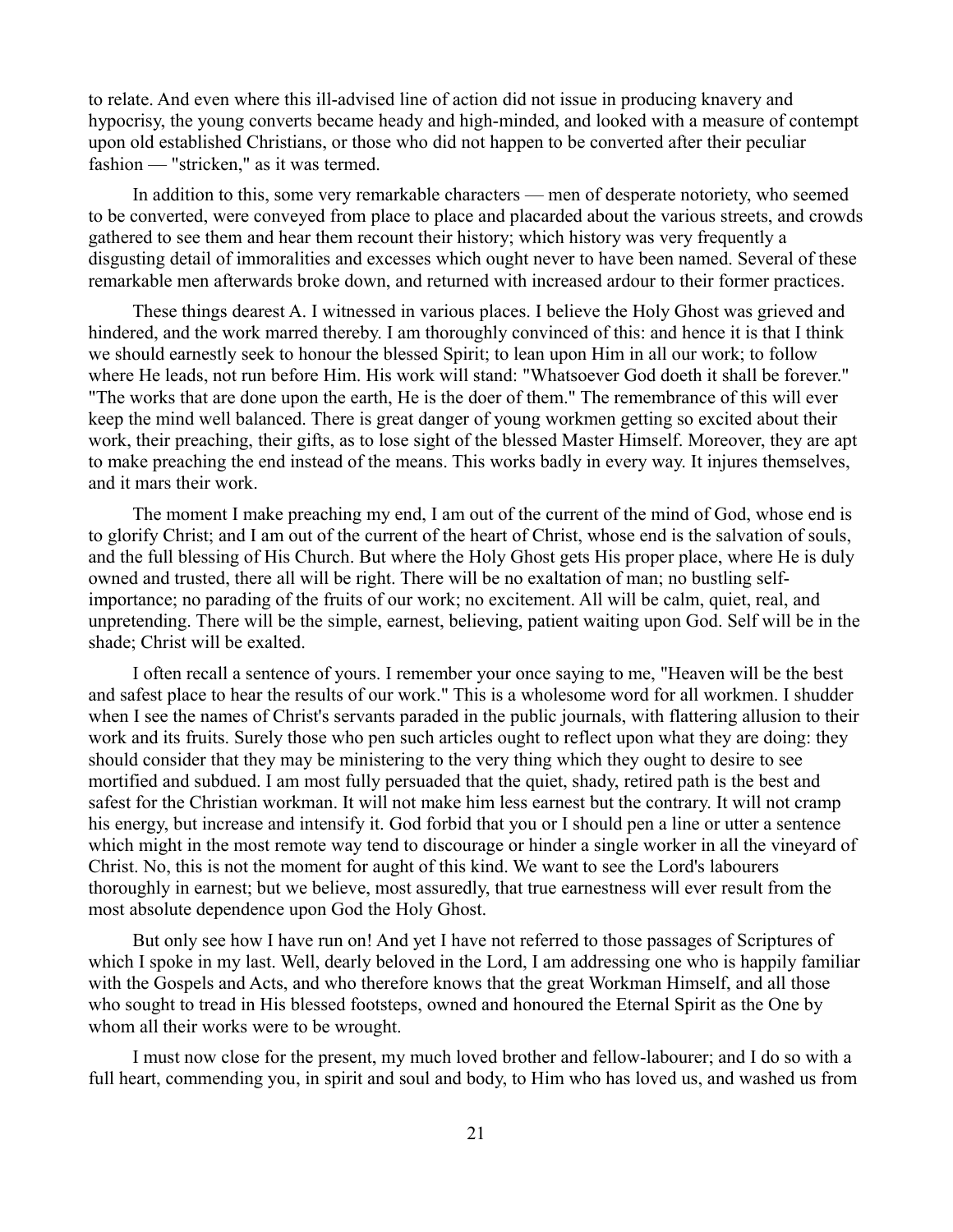to relate. And even where this ill-advised line of action did not issue in producing knavery and hypocrisy, the young converts became heady and high-minded, and looked with a measure of contempt upon old established Christians, or those who did not happen to be converted after their peculiar fashion — "stricken," as it was termed.

In addition to this, some very remarkable characters — men of desperate notoriety, who seemed to be converted, were conveyed from place to place and placarded about the various streets, and crowds gathered to see them and hear them recount their history; which history was very frequently a disgusting detail of immoralities and excesses which ought never to have been named. Several of these remarkable men afterwards broke down, and returned with increased ardour to their former practices.

These things dearest A. I witnessed in various places. I believe the Holy Ghost was grieved and hindered, and the work marred thereby. I am thoroughly convinced of this: and hence it is that I think we should earnestly seek to honour the blessed Spirit; to lean upon Him in all our work; to follow where He leads, not run before Him. His work will stand: "Whatsoever God doeth it shall be forever." "The works that are done upon the earth, He is the doer of them." The remembrance of this will ever keep the mind well balanced. There is great danger of young workmen getting so excited about their work, their preaching, their gifts, as to lose sight of the blessed Master Himself. Moreover, they are apt to make preaching the end instead of the means. This works badly in every way. It injures themselves, and it mars their work.

The moment I make preaching my end, I am out of the current of the mind of God, whose end is to glorify Christ; and I am out of the current of the heart of Christ, whose end is the salvation of souls, and the full blessing of His Church. But where the Holy Ghost gets His proper place, where He is duly owned and trusted, there all will be right. There will be no exaltation of man; no bustling self-importance; no parading of the fruits of our work; no excitement. All will be calm, quiet, real, and unpretending. There will be the simple, earnest, believing, patient waiting upon God. Self will be in the shade; Christ will be exalted.

I often recall a sentence of yours. I remember your once saying to me, "Heaven will be the best and safest place to hear the results of our work." This is a wholesome word for all workmen. I shudder when I see the names of Christ's servants paraded in the public journals, with flattering allusion to their work and its fruits. Surely those who pen such articles ought to reflect upon what they are doing: they should consider that they may be ministering to the very thing which they ought to desire to see mortified and subdued. I am most fully persuaded that the quiet, shady, retired path is the best and safest for the Christian workman. It will not make him less earnest but the contrary. It will not cramp his energy, but increase and intensify it. God forbid that you or I should pen a line or utter a sentence which might in the most remote way tend to discourage or hinder a single worker in all the vineyard of Christ. No, this is not the moment for aught of this kind. We want to see the Lord's labourers thoroughly in earnest; but we believe, most assuredly, that true earnestness will ever result from the most absolute dependence upon God the Holy Ghost.

But only see how I have run on! And yet I have not referred to those passages of Scriptures of which I spoke in my last. Well, dearly beloved in the Lord, I am addressing one who is happily familiar with the Gospels and Acts, and who therefore knows that the great Workman Himself, and all those who sought to tread in His blessed footsteps, owned and honoured the Eternal Spirit as the One by whom all their works were to be wrought.

I must now close for the present, my much loved brother and fellow-labourer; and I do so with a full heart, commending you, in spirit and soul and body, to Him who has loved us, and washed us from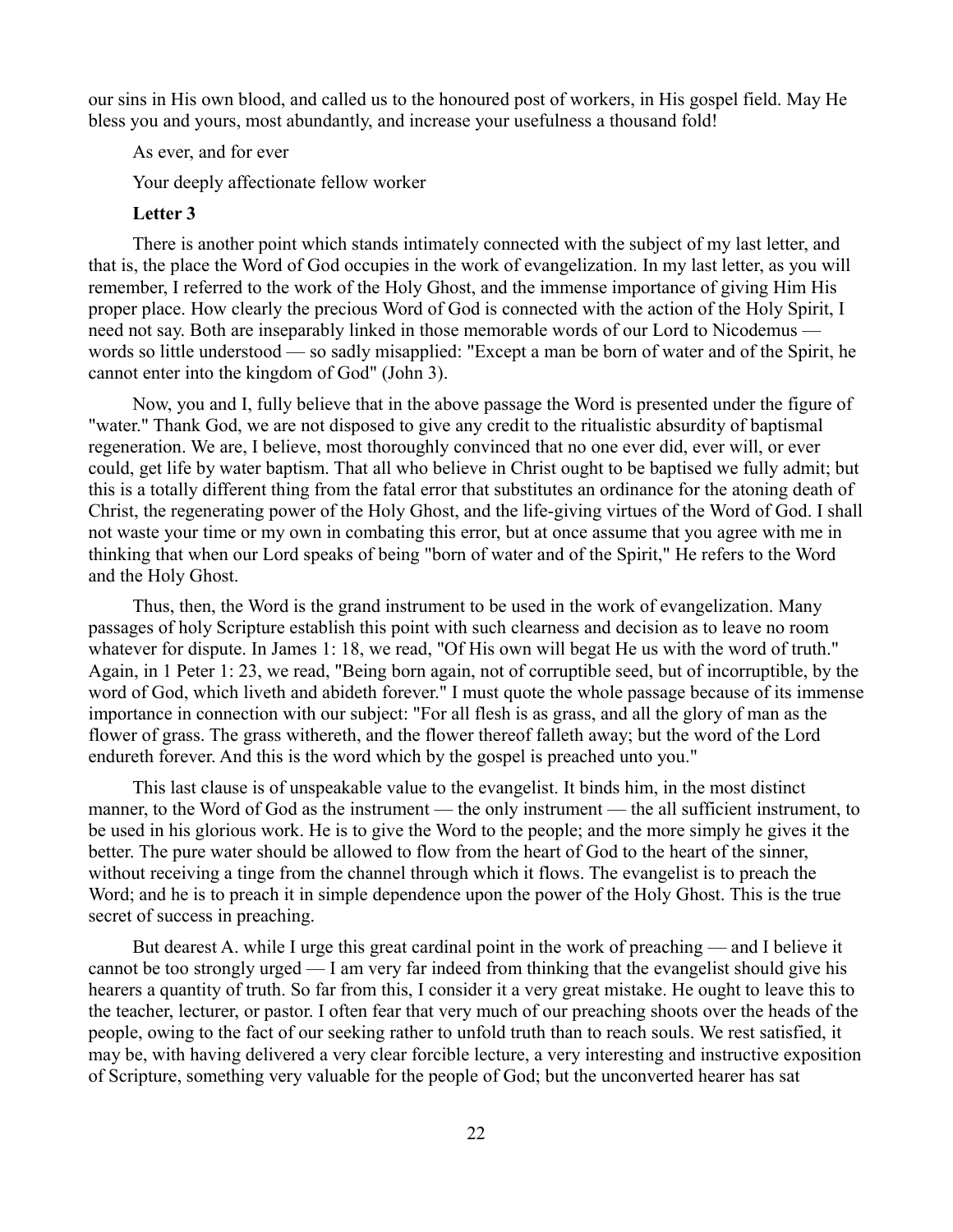our sins in His own blood, and called us to the honoured post of workers, in His gospel field. May He bless you and yours, most abundantly, and increase your usefulness a thousand fold!

As ever, and for ever

Your deeply affectionate fellow worker

**Letter 3**

There is another point which stands intimately connected with the subject of my last letter, and that is, the place the Word of God occupies in the work of evangelization. In my last letter, as you will remember, I referred to the work of the Holy Ghost, and the immense importance of giving Him His proper place. How clearly the precious Word of God is connected with the action of the Holy Spirit, I need not say. Both are inseparably linked in those memorable words of our Lord to Nicodemus — words so little understood — so sadly misapplied: "Except a man be born of water and of the Spirit, he cannot enter into the kingdom of God" (John 3).

Now, you and I, fully believe that in the above passage the Word is presented under the figure of "water." Thank God, we are not disposed to give any credit to the ritualistic absurdity of baptismal regeneration. We are, I believe, most thoroughly convinced that no one ever did, ever will, or ever could, get life by water baptism. That all who believe in Christ ought to be baptised we fully admit; but this is a totally different thing from the fatal error that substitutes an ordinance for the atoning death of Christ, the regenerating power of the Holy Ghost, and the life-giving virtues of the Word of God. I shall not waste your time or my own in combating this error, but at once assume that you agree with me in thinking that when our Lord speaks of being "born of water and of the Spirit," He refers to the Word and the Holy Ghost.

Thus, then, the Word is the grand instrument to be used in the work of evangelization. Many passages of holy Scripture establish this point with such clearness and decision as to leave no room whatever for dispute. In James 1: 18, we read, "Of His own will begat He us with the word of truth." Again, in 1 Peter 1: 23, we read, "Being born again, not of corruptible seed, but of incorruptible, by the word of God, which liveth and abideth forever." I must quote the whole passage because of its immense importance in connection with our subject: "For all flesh is as grass, and all the glory of man as the flower of grass. The grass withereth, and the flower thereof falleth away; but the word of the Lord endureth forever. And this is the word which by the gospel is preached unto you."

This last clause is of unspeakable value to the evangelist. It binds him, in the most distinct manner, to the Word of God as the instrument — the only instrument — the all sufficient instrument, to be used in his glorious work. He is to give the Word to the people; and the more simply he gives it the better. The pure water should be allowed to flow from the heart of God to the heart of the sinner, without receiving a tinge from the channel through which it flows. The evangelist is to preach the Word; and he is to preach it in simple dependence upon the power of the Holy Ghost. This is the true secret of success in preaching.

But dearest A. while I urge this great cardinal point in the work of preaching — and I believe it cannot be too strongly urged — I am very far indeed from thinking that the evangelist should give his hearers a quantity of truth. So far from this, I consider it a very great mistake. He ought to leave this to the teacher, lecturer, or pastor. I often fear that very much of our preaching shoots over the heads of the people, owing to the fact of our seeking rather to unfold truth than to reach souls. We rest satisfied, it may be, with having delivered a very clear forcible lecture, a very interesting and instructive exposition of Scripture, something very valuable for the people of God; but the unconverted hearer has sat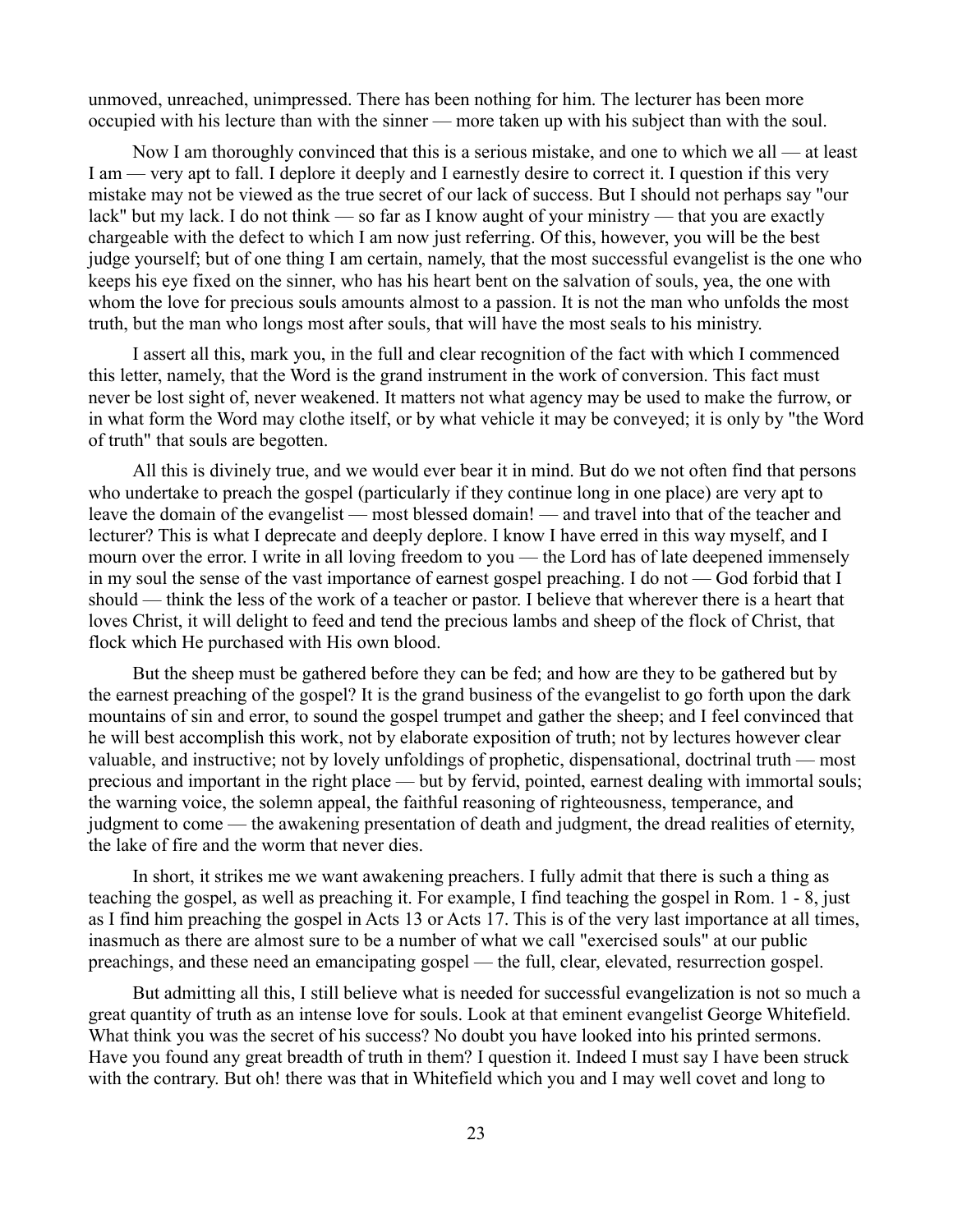unmoved, unreached, unimpressed. There has been nothing for him. The lecturer has been more occupied with his lecture than with the sinner — more taken up with his subject than with the soul.

Now I am thoroughly convinced that this is a serious mistake, and one to which we all — at least I am — very apt to fall. I deplore it deeply and I earnestly desire to correct it. I question if this very mistake may not be viewed as the true secret of our lack of success. But I should not perhaps say "our lack" but my lack. I do not think — so far as I know aught of your ministry — that you are exactly chargeable with the defect to which I am now just referring. Of this, however, you will be the best judge yourself; but of one thing I am certain, namely, that the most successful evangelist is the one who keeps his eye fixed on the sinner, who has his heart bent on the salvation of souls, yea, the one with whom the love for precious souls amounts almost to a passion. It is not the man who unfolds the most truth, but the man who longs most after souls, that will have the most seals to his ministry.

I assert all this, mark you, in the full and clear recognition of the fact with which I commenced this letter, namely, that the Word is the grand instrument in the work of conversion. This fact must never be lost sight of, never weakened. It matters not what agency may be used to make the furrow, or in what form the Word may clothe itself, or by what vehicle it may be conveyed; it is only by "the Word of truth" that souls are begotten.

All this is divinely true, and we would ever bear it in mind. But do we not often find that persons who undertake to preach the gospel (particularly if they continue long in one place) are very apt to leave the domain of the evangelist — most blessed domain! — and travel into that of the teacher and lecturer? This is what I deprecate and deeply deplore. I know I have erred in this way myself, and I mourn over the error. I write in all loving freedom to you — the Lord has of late deepened immensely in my soul the sense of the vast importance of earnest gospel preaching. I do not — God forbid that I should — think the less of the work of a teacher or pastor. I believe that wherever there is a heart that loves Christ, it will delight to feed and tend the precious lambs and sheep of the flock of Christ, that flock which He purchased with His own blood.

But the sheep must be gathered before they can be fed; and how are they to be gathered but by the earnest preaching of the gospel? It is the grand business of the evangelist to go forth upon the dark mountains of sin and error, to sound the gospel trumpet and gather the sheep; and I feel convinced that he will best accomplish this work, not by elaborate exposition of truth; not by lectures however clear valuable, and instructive; not by lovely unfoldings of prophetic, dispensational, doctrinal truth — most precious and important in the right place — but by fervid, pointed, earnest dealing with immortal souls; the warning voice, the solemn appeal, the faithful reasoning of righteousness, temperance, and judgment to come — the awakening presentation of death and judgment, the dread realities of eternity, the lake of fire and the worm that never dies.

In short, it strikes me we want awakening preachers. I fully admit that there is such a thing as teaching the gospel, as well as preaching it. For example, I find teaching the gospel in Rom. 1 - 8, just as I find him preaching the gospel in Acts 13 or Acts 17. This is of the very last importance at all times, inasmuch as there are almost sure to be a number of what we call "exercised souls" at our public preachings, and these need an emancipating gospel — the full, clear, elevated, resurrection gospel.

But admitting all this, I still believe what is needed for successful evangelization is not so much a great quantity of truth as an intense love for souls. Look at that eminent evangelist George Whitefield. What think you was the secret of his success? No doubt you have looked into his printed sermons. Have you found any great breadth of truth in them? I question it. Indeed I must say I have been struck with the contrary. But oh! there was that in Whitefield which you and I may well covet and long to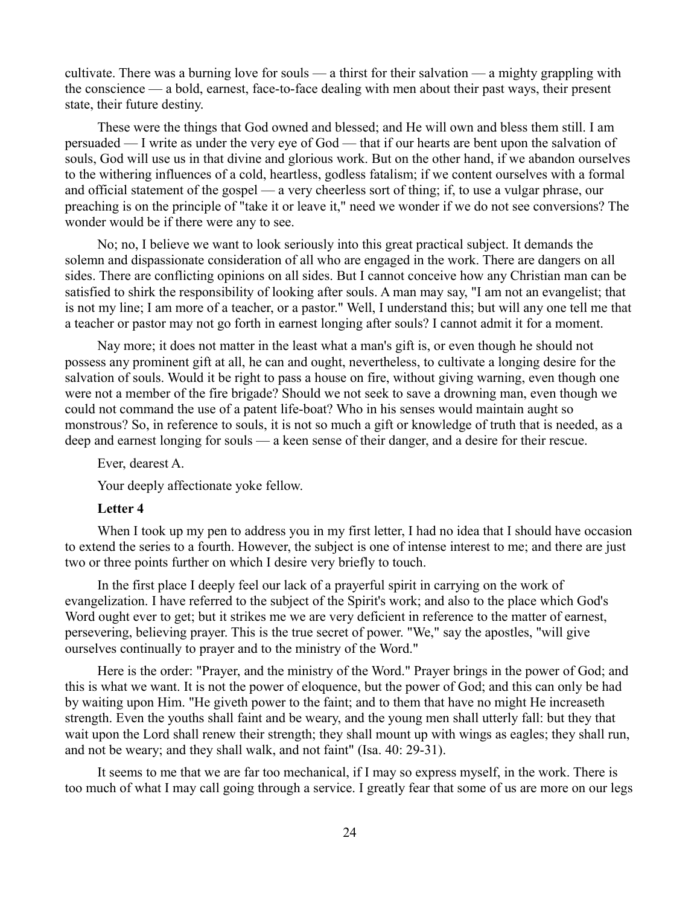cultivate. There was a burning love for souls — a thirst for their salvation — a mighty grappling with the conscience — a bold, earnest, face-to-face dealing with men about their past ways, their present state, their future destiny.

These were the things that God owned and blessed; and He will own and bless them still. I am persuaded — I write as under the very eye of God — that if our hearts are bent upon the salvation of souls, God will use us in that divine and glorious work. But on the other hand, if we abandon ourselves to the withering influences of a cold, heartless, godless fatalism; if we content ourselves with a formal and official statement of the gospel — a very cheerless sort of thing; if, to use a vulgar phrase, our preaching is on the principle of "take it or leave it," need we wonder if we do not see conversions? The wonder would be if there were any to see.

No; no, I believe we want to look seriously into this great practical subject. It demands the solemn and dispassionate consideration of all who are engaged in the work. There are dangers on all sides. There are conflicting opinions on all sides. But I cannot conceive how any Christian man can be satisfied to shirk the responsibility of looking after souls. A man may say, "I am not an evangelist; that is not my line; I am more of a teacher, or a pastor." Well, I understand this; but will any one tell me that a teacher or pastor may not go forth in earnest longing after souls? I cannot admit it for a moment.

Nay more; it does not matter in the least what a man's gift is, or even though he should not possess any prominent gift at all, he can and ought, nevertheless, to cultivate a longing desire for the salvation of souls. Would it be right to pass a house on fire, without giving warning, even though one were not a member of the fire brigade? Should we not seek to save a drowning man, even though we could not command the use of a patent life-boat? Who in his senses would maintain aught so monstrous? So, in reference to souls, it is not so much a gift or knowledge of truth that is needed, as a deep and earnest longing for souls — a keen sense of their danger, and a desire for their rescue.

Ever, dearest A.

Your deeply affectionate yoke fellow.

**Letter 4**

When I took up my pen to address you in my first letter, I had no idea that I should have occasion to extend the series to a fourth. However, the subject is one of intense interest to me; and there are just two or three points further on which I desire very briefly to touch.

In the first place I deeply feel our lack of a prayerful spirit in carrying on the work of evangelization. I have referred to the subject of the Spirit's work; and also to the place which God's Word ought ever to get; but it strikes me we are very deficient in reference to the matter of earnest, persevering, believing prayer. This is the true secret of power. "We," say the apostles, "will give ourselves continually to prayer and to the ministry of the Word."

Here is the order: "Prayer, and the ministry of the Word." Prayer brings in the power of God; and this is what we want. It is not the power of eloquence, but the power of God; and this can only be had by waiting upon Him. "He giveth power to the faint; and to them that have no might He increaseth strength. Even the youths shall faint and be weary, and the young men shall utterly fall: but they that wait upon the Lord shall renew their strength; they shall mount up with wings as eagles; they shall run, and not be weary; and they shall walk, and not faint" (Isa. 40: 29-31).

It seems to me that we are far too mechanical, if I may so express myself, in the work. There is too much of what I may call going through a service. I greatly fear that some of us are more on our legs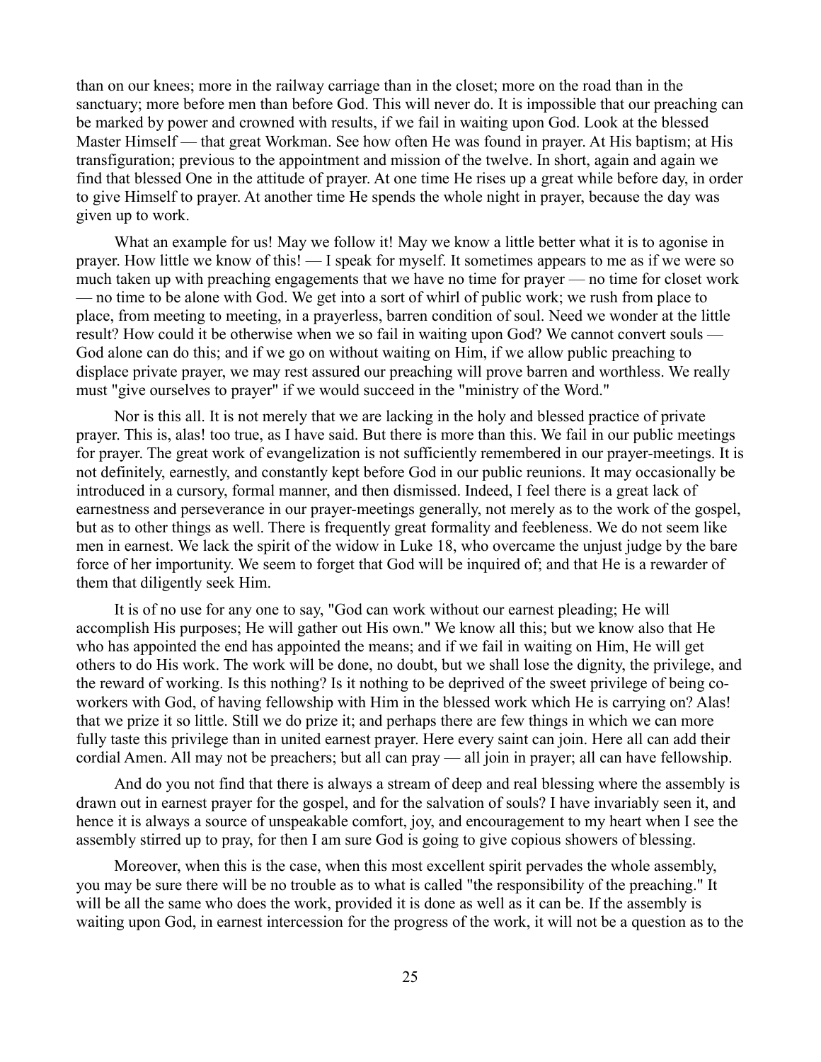than on our knees; more in the railway carriage than in the closet; more on the road than in the sanctuary; more before men than before God. This will never do. It is impossible that our preaching can be marked by power and crowned with results, if we fail in waiting upon God. Look at the blessed Master Himself — that great Workman. See how often He was found in prayer. At His baptism; at His transfiguration; previous to the appointment and mission of the twelve. In short, again and again we find that blessed One in the attitude of prayer. At one time He rises up a great while before day, in order to give Himself to prayer. At another time He spends the whole night in prayer, because the day was given up to work.

What an example for us! May we follow it! May we know a little better what it is to agonise in prayer. How little we know of this! — I speak for myself. It sometimes appears to me as if we were so much taken up with preaching engagements that we have no time for prayer — no time for closet work — no time to be alone with God. We get into a sort of whirl of public work; we rush from place to place, from meeting to meeting, in a prayerless, barren condition of soul. Need we wonder at the little result? How could it be otherwise when we so fail in waiting upon God? We cannot convert souls — God alone can do this; and if we go on without waiting on Him, if we allow public preaching to displace private prayer, we may rest assured our preaching will prove barren and worthless. We really must "give ourselves to prayer" if we would succeed in the "ministry of the Word."

Nor is this all. It is not merely that we are lacking in the holy and blessed practice of private prayer. This is, alas! too true, as I have said. But there is more than this. We fail in our public meetings for prayer. The great work of evangelization is not sufficiently remembered in our prayer-meetings. It is not definitely, earnestly, and constantly kept before God in our public reunions. It may occasionally be introduced in a cursory, formal manner, and then dismissed. Indeed, I feel there is a great lack of earnestness and perseverance in our prayer-meetings generally, not merely as to the work of the gospel, but as to other things as well. There is frequently great formality and feebleness. We do not seem like men in earnest. We lack the spirit of the widow in Luke 18, who overcame the unjust judge by the bare force of her importunity. We seem to forget that God will be inquired of; and that He is a rewarder of them that diligently seek Him.

It is of no use for any one to say, "God can work without our earnest pleading; He will accomplish His purposes; He will gather out His own." We know all this; but we know also that He who has appointed the end has appointed the means; and if we fail in waiting on Him, He will get others to do His work. The work will be done, no doubt, but we shall lose the dignity, the privilege, and the reward of working. Is this nothing? Is it nothing to be deprived of the sweet privilege of being co-workers with God, of having fellowship with Him in the blessed work which He is carrying on? Alas! that we prize it so little. Still we do prize it; and perhaps there are few things in which we can more fully taste this privilege than in united earnest prayer. Here every saint can join. Here all can add their cordial Amen. All may not be preachers; but all can pray — all join in prayer; all can have fellowship.

And do you not find that there is always a stream of deep and real blessing where the assembly is drawn out in earnest prayer for the gospel, and for the salvation of souls? I have invariably seen it, and hence it is always a source of unspeakable comfort, joy, and encouragement to my heart when I see the assembly stirred up to pray, for then I am sure God is going to give copious showers of blessing.

Moreover, when this is the case, when this most excellent spirit pervades the whole assembly, you may be sure there will be no trouble as to what is called "the responsibility of the preaching." It will be all the same who does the work, provided it is done as well as it can be. If the assembly is waiting upon God, in earnest intercession for the progress of the work, it will not be a question as to the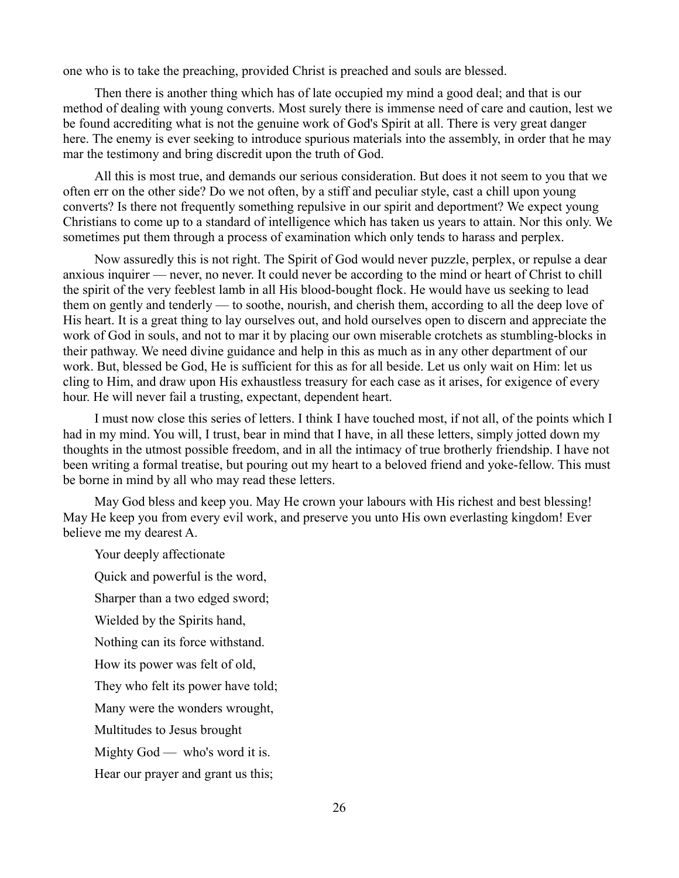one who is to take the preaching, provided Christ is preached and souls are blessed.

Then there is another thing which has of late occupied my mind a good deal; and that is our method of dealing with young converts. Most surely there is immense need of care and caution, lest we be found accrediting what is not the genuine work of God's Spirit at all. There is very great danger here. The enemy is ever seeking to introduce spurious materials into the assembly, in order that he may mar the testimony and bring discredit upon the truth of God.

All this is most true, and demands our serious consideration. But does it not seem to you that we often err on the other side? Do we not often, by a stiff and peculiar style, cast a chill upon young converts? Is there not frequently something repulsive in our spirit and deportment? We expect young Christians to come up to a standard of intelligence which has taken us years to attain. Nor this only. We sometimes put them through a process of examination which only tends to harass and perplex.

Now assuredly this is not right. The Spirit of God would never puzzle, perplex, or repulse a dear anxious inquirer — never, no never. It could never be according to the mind or heart of Christ to chill the spirit of the very feeblest lamb in all His blood-bought flock. He would have us seeking to lead them on gently and tenderly — to soothe, nourish, and cherish them, according to all the deep love of His heart. It is a great thing to lay ourselves out, and hold ourselves open to discern and appreciate the work of God in souls, and not to mar it by placing our own miserable crotchets as stumbling-blocks in their pathway. We need divine guidance and help in this as much as in any other department of our work. But, blessed be God, He is sufficient for this as for all beside. Let us only wait on Him: let us cling to Him, and draw upon His exhaustless treasury for each case as it arises, for exigence of every hour. He will never fail a trusting, expectant, dependent heart.

I must now close this series of letters. I think I have touched most, if not all, of the points which I had in my mind. You will, I trust, bear in mind that I have, in all these letters, simply jotted down my thoughts in the utmost possible freedom, and in all the intimacy of true brotherly friendship. I have not been writing a formal treatise, but pouring out my heart to a beloved friend and yoke-fellow. This must be borne in mind by all who may read these letters.

May God bless and keep you. May He crown your labours with His richest and best blessing! May He keep you from every evil work, and preserve you unto His own everlasting kingdom! Ever believe me my dearest A.

Your deeply affectionate

Quick and powerful is the word,

Sharper than a two edged sword;

Wielded by the Spirits hand,

Nothing can its force withstand.

How its power was felt of old,

They who felt its power have told;

Many were the wonders wrought,

Multitudes to Jesus brought

Mighty God — who's word it is.

Hear our prayer and grant us this;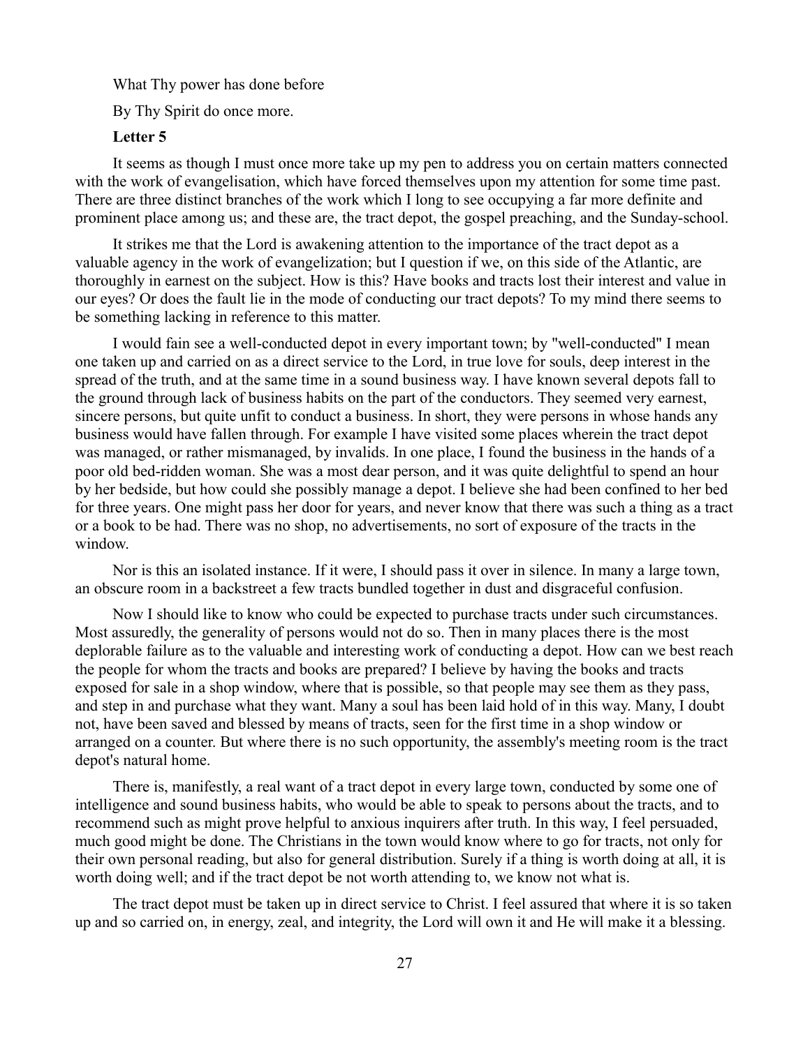What Thy power has done before

By Thy Spirit do once more.

**Letter 5**

It seems as though I must once more take up my pen to address you on certain matters connected with the work of evangelisation, which have forced themselves upon my attention for some time past. There are three distinct branches of the work which I long to see occupying a far more definite and prominent place among us; and these are, the tract depot, the gospel preaching, and the Sunday-school.

It strikes me that the Lord is awakening attention to the importance of the tract depot as a valuable agency in the work of evangelization; but I question if we, on this side of the Atlantic, are thoroughly in earnest on the subject. How is this? Have books and tracts lost their interest and value in our eyes? Or does the fault lie in the mode of conducting our tract depots? To my mind there seems to be something lacking in reference to this matter.

I would fain see a well-conducted depot in every important town; by "well-conducted" I mean one taken up and carried on as a direct service to the Lord, in true love for souls, deep interest in the spread of the truth, and at the same time in a sound business way. I have known several depots fall to the ground through lack of business habits on the part of the conductors. They seemed very earnest, sincere persons, but quite unfit to conduct a business. In short, they were persons in whose hands any business would have fallen through. For example I have visited some places wherein the tract depot was managed, or rather mismanaged, by invalids. In one place, I found the business in the hands of a poor old bed-ridden woman. She was a most dear person, and it was quite delightful to spend an hour by her bedside, but how could she possibly manage a depot. I believe she had been confined to her bed for three years. One might pass her door for years, and never know that there was such a thing as a tract or a book to be had. There was no shop, no advertisements, no sort of exposure of the tracts in the window.

Nor is this an isolated instance. If it were, I should pass it over in silence. In many a large town, an obscure room in a backstreet a few tracts bundled together in dust and disgraceful confusion.

Now I should like to know who could be expected to purchase tracts under such circumstances. Most assuredly, the generality of persons would not do so. Then in many places there is the most deplorable failure as to the valuable and interesting work of conducting a depot. How can we best reach the people for whom the tracts and books are prepared? I believe by having the books and tracts exposed for sale in a shop window, where that is possible, so that people may see them as they pass, and step in and purchase what they want. Many a soul has been laid hold of in this way. Many, I doubt not, have been saved and blessed by means of tracts, seen for the first time in a shop window or arranged on a counter. But where there is no such opportunity, the assembly's meeting room is the tract depot's natural home.

There is, manifestly, a real want of a tract depot in every large town, conducted by some one of intelligence and sound business habits, who would be able to speak to persons about the tracts, and to recommend such as might prove helpful to anxious inquirers after truth. In this way, I feel persuaded, much good might be done. The Christians in the town would know where to go for tracts, not only for their own personal reading, but also for general distribution. Surely if a thing is worth doing at all, it is worth doing well; and if the tract depot be not worth attending to, we know not what is.

The tract depot must be taken up in direct service to Christ. I feel assured that where it is so taken up and so carried on, in energy, zeal, and integrity, the Lord will own it and He will make it a blessing.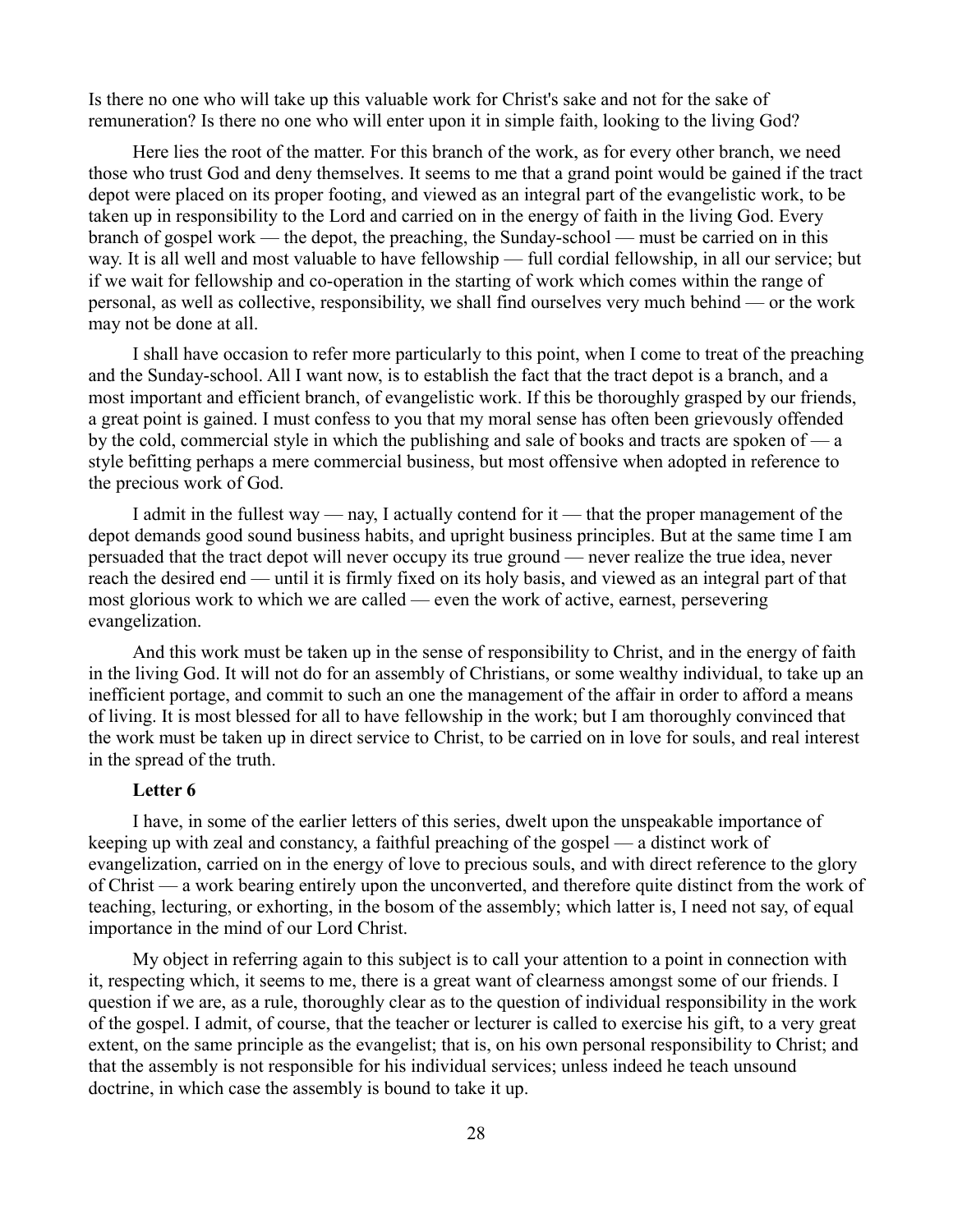Is there no one who will take up this valuable work for Christ's sake and not for the sake of remuneration? Is there no one who will enter upon it in simple faith, looking to the living God?

Here lies the root of the matter. For this branch of the work, as for every other branch, we need those who trust God and deny themselves. It seems to me that a grand point would be gained if the tract depot were placed on its proper footing, and viewed as an integral part of the evangelistic work, to be taken up in responsibility to the Lord and carried on in the energy of faith in the living God. Every branch of gospel work — the depot, the preaching, the Sunday-school — must be carried on in this way. It is all well and most valuable to have fellowship — full cordial fellowship, in all our service; but if we wait for fellowship and co-operation in the starting of work which comes within the range of personal, as well as collective, responsibility, we shall find ourselves very much behind — or the work may not be done at all.

I shall have occasion to refer more particularly to this point, when I come to treat of the preaching and the Sunday-school. All I want now, is to establish the fact that the tract depot is a branch, and a most important and efficient branch, of evangelistic work. If this be thoroughly grasped by our friends, a great point is gained. I must confess to you that my moral sense has often been grievously offended by the cold, commercial style in which the publishing and sale of books and tracts are spoken of — a style befitting perhaps a mere commercial business, but most offensive when adopted in reference to the precious work of God.

I admit in the fullest way — nay, I actually contend for it — that the proper management of the depot demands good sound business habits, and upright business principles. But at the same time I am persuaded that the tract depot will never occupy its true ground — never realize the true idea, never reach the desired end — until it is firmly fixed on its holy basis, and viewed as an integral part of that most glorious work to which we are called — even the work of active, earnest, persevering evangelization.

And this work must be taken up in the sense of responsibility to Christ, and in the energy of faith in the living God. It will not do for an assembly of Christians, or some wealthy individual, to take up an inefficient portage, and commit to such an one the management of the affair in order to afford a means of living. It is most blessed for all to have fellowship in the work; but I am thoroughly convinced that the work must be taken up in direct service to Christ, to be carried on in love for souls, and real interest in the spread of the truth.

### Letter 6

I have, in some of the earlier letters of this series, dwelt upon the unspeakable importance of keeping up with zeal and constancy, a faithful preaching of the gospel — a distinct work of evangelization, carried on in the energy of love to precious souls, and with direct reference to the glory of Christ — a work bearing entirely upon the unconverted, and therefore quite distinct from the work of teaching, lecturing, or exhorting, in the bosom of the assembly; which latter is, I need not say, of equal importance in the mind of our Lord Christ.

My object in referring again to this subject is to call your attention to a point in connection with it, respecting which, it seems to me, there is a great want of clearness amongst some of our friends. I question if we are, as a rule, thoroughly clear as to the question of individual responsibility in the work of the gospel. I admit, of course, that the teacher or lecturer is called to exercise his gift, to a very great extent, on the same principle as the evangelist; that is, on his own personal responsibility to Christ; and that the assembly is not responsible for his individual services; unless indeed he teach unsound doctrine, in which case the assembly is bound to take it up.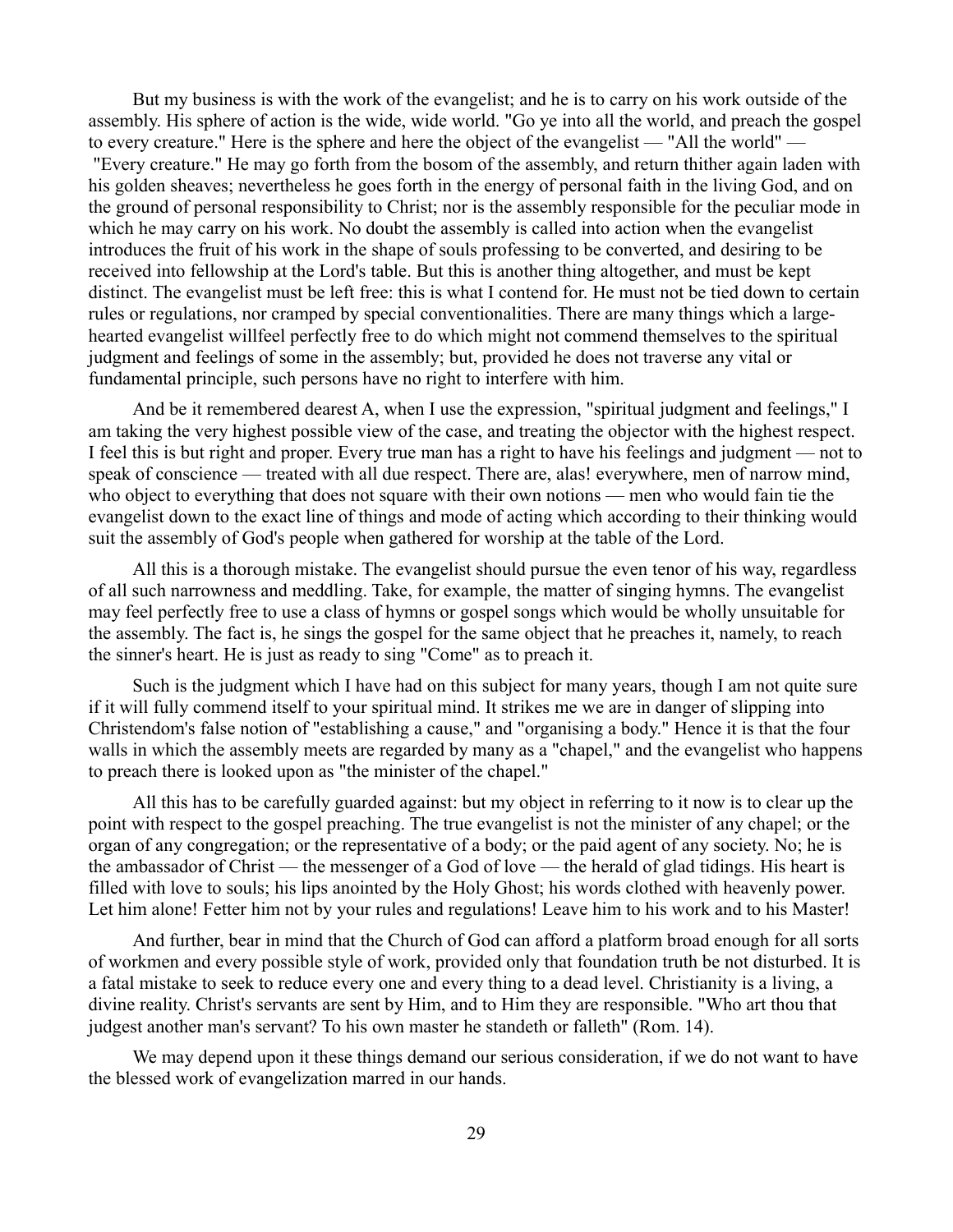But my business is with the work of the evangelist; and he is to carry on his work outside of the assembly. His sphere of action is the wide, wide world. "Go ye into all the world, and preach the gospel to every creature." Here is the sphere and here the object of the evangelist — "All the world" — "Every creature." He may go forth from the bosom of the assembly, and return thither again laden with his golden sheaves; nevertheless he goes forth in the energy of personal faith in the living God, and on the ground of personal responsibility to Christ; nor is the assembly responsible for the peculiar mode in which he may carry on his work. No doubt the assembly is called into action when the evangelist introduces the fruit of his work in the shape of souls professing to be converted, and desiring to be received into fellowship at the Lord's table. But this is another thing altogether, and must be kept distinct. The evangelist must be left free: this is what I contend for. He must not be tied down to certain rules or regulations, nor cramped by special conventionalities. There are many things which a large-hearted evangelist willfeel perfectly free to do which might not commend themselves to the spiritual judgment and feelings of some in the assembly; but, provided he does not traverse any vital or fundamental principle, such persons have no right to interfere with him.

And be it remembered dearest A, when I use the expression, "spiritual judgment and feelings," I am taking the very highest possible view of the case, and treating the objector with the highest respect. I feel this is but right and proper. Every true man has a right to have his feelings and judgment — not to speak of conscience — treated with all due respect. There are, alas! everywhere, men of narrow mind, who object to everything that does not square with their own notions — men who would fain tie the evangelist down to the exact line of things and mode of acting which according to their thinking would suit the assembly of God's people when gathered for worship at the table of the Lord.

All this is a thorough mistake. The evangelist should pursue the even tenor of his way, regardless of all such narrowness and meddling. Take, for example, the matter of singing hymns. The evangelist may feel perfectly free to use a class of hymns or gospel songs which would be wholly unsuitable for the assembly. The fact is, he sings the gospel for the same object that he preaches it, namely, to reach the sinner's heart. He is just as ready to sing "Come" as to preach it.

Such is the judgment which I have had on this subject for many years, though I am not quite sure if it will fully commend itself to your spiritual mind. It strikes me we are in danger of slipping into Christendom's false notion of "establishing a cause," and "organising a body." Hence it is that the four walls in which the assembly meets are regarded by many as a "chapel," and the evangelist who happens to preach there is looked upon as "the minister of the chapel."

All this has to be carefully guarded against: but my object in referring to it now is to clear up the point with respect to the gospel preaching. The true evangelist is not the minister of any chapel; or the organ of any congregation; or the representative of a body; or the paid agent of any society. No; he is the ambassador of Christ — the messenger of a God of love — the herald of glad tidings. His heart is filled with love to souls; his lips anointed by the Holy Ghost; his words clothed with heavenly power. Let him alone! Fetter him not by your rules and regulations! Leave him to his work and to his Master!

And further, bear in mind that the Church of God can afford a platform broad enough for all sorts of workmen and every possible style of work, provided only that foundation truth be not disturbed. It is a fatal mistake to seek to reduce every one and every thing to a dead level. Christianity is a living, a divine reality. Christ's servants are sent by Him, and to Him they are responsible. "Who art thou that judgest another man's servant? To his own master he standeth or falleth" (Rom. 14).

We may depend upon it these things demand our serious consideration, if we do not want to have the blessed work of evangelization marred in our hands.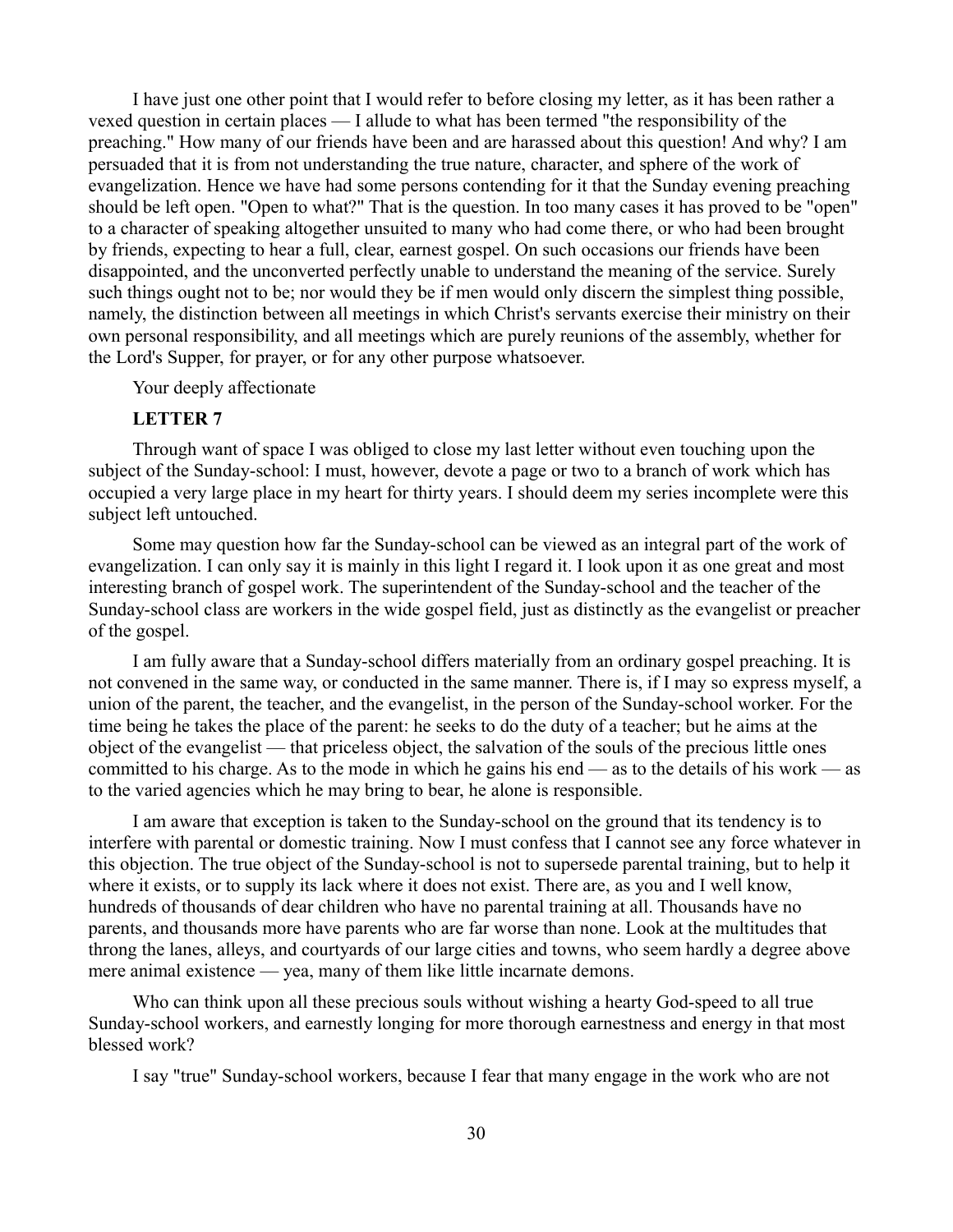I have just one other point that I would refer to before closing my letter, as it has been rather a vexed question in certain places — I allude to what has been termed "the responsibility of the preaching." How many of our friends have been and are harassed about this question! And why? I am persuaded that it is from not understanding the true nature, character, and sphere of the work of evangelization. Hence we have had some persons contending for it that the Sunday evening preaching should be left open. "Open to what?" That is the question. In too many cases it has proved to be "open" to a character of speaking altogether unsuited to many who had come there, or who had been brought by friends, expecting to hear a full, clear, earnest gospel. On such occasions our friends have been disappointed, and the unconverted perfectly unable to understand the meaning of the service. Surely such things ought not to be; nor would they be if men would only discern the simplest thing possible, namely, the distinction between all meetings in which Christ's servants exercise their ministry on their own personal responsibility, and all meetings which are purely reunions of the assembly, whether for the Lord's Supper, for prayer, or for any other purpose whatsoever.

Your deeply affectionate

**LETTER 7**

Through want of space I was obliged to close my last letter without even touching upon the subject of the Sunday-school: I must, however, devote a page or two to a branch of work which has occupied a very large place in my heart for thirty years. I should deem my series incomplete were this subject left untouched.

Some may question how far the Sunday-school can be viewed as an integral part of the work of evangelization. I can only say it is mainly in this light I regard it. I look upon it as one great and most interesting branch of gospel work. The superintendent of the Sunday-school and the teacher of the Sunday-school class are workers in the wide gospel field, just as distinctly as the evangelist or preacher of the gospel.

I am fully aware that a Sunday-school differs materially from an ordinary gospel preaching. It is not convened in the same way, or conducted in the same manner. There is, if I may so express myself, a union of the parent, the teacher, and the evangelist, in the person of the Sunday-school worker. For the time being he takes the place of the parent: he seeks to do the duty of a teacher; but he aims at the object of the evangelist — that priceless object, the salvation of the souls of the precious little ones committed to his charge. As to the mode in which he gains his end — as to the details of his work — as to the varied agencies which he may bring to bear, he alone is responsible.

I am aware that exception is taken to the Sunday-school on the ground that its tendency is to interfere with parental or domestic training. Now I must confess that I cannot see any force whatever in this objection. The true object of the Sunday-school is not to supersede parental training, but to help it where it exists, or to supply its lack where it does not exist. There are, as you and I well know, hundreds of thousands of dear children who have no parental training at all. Thousands have no parents, and thousands more have parents who are far worse than none. Look at the multitudes that throng the lanes, alleys, and courtyards of our large cities and towns, who seem hardly a degree above mere animal existence — yea, many of them like little incarnate demons.

Who can think upon all these precious souls without wishing a hearty God-speed to all true Sunday-school workers, and earnestly longing for more thorough earnestness and energy in that most blessed work?

I say "true" Sunday-school workers, because I fear that many engage in the work who are not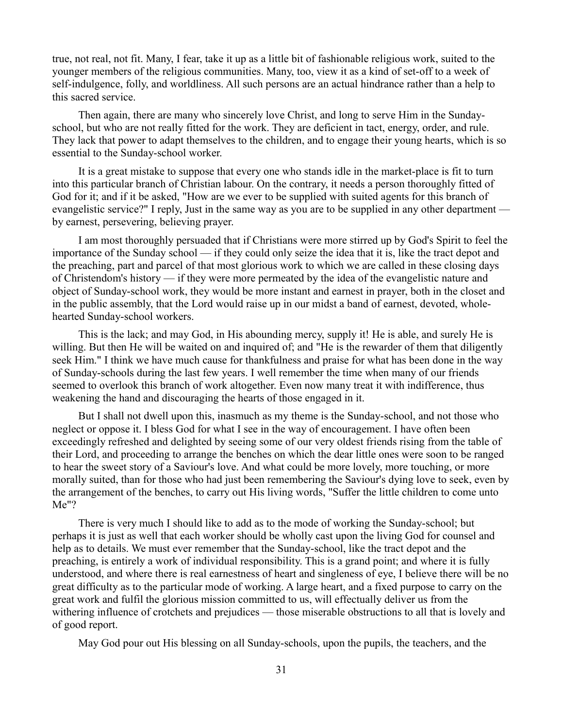true, not real, not fit. Many, I fear, take it up as a little bit of fashionable religious work, suited to the younger members of the religious communities. Many, too, view it as a kind of set-off to a week of self-indulgence, folly, and worldliness. All such persons are an actual hindrance rather than a help to this sacred service.

Then again, there are many who sincerely love Christ, and long to serve Him in the Sunday-school, but who are not really fitted for the work. They are deficient in tact, energy, order, and rule. They lack that power to adapt themselves to the children, and to engage their young hearts, which is so essential to the Sunday-school worker.

It is a great mistake to suppose that every one who stands idle in the market-place is fit to turn into this particular branch of Christian labour. On the contrary, it needs a person thoroughly fitted of God for it; and if it be asked, "How are we ever to be supplied with suited agents for this branch of evangelistic service?" I reply, Just in the same way as you are to be supplied in any other department — by earnest, persevering, believing prayer.

I am most thoroughly persuaded that if Christians were more stirred up by God's Spirit to feel the importance of the Sunday school — if they could only seize the idea that it is, like the tract depot and the preaching, part and parcel of that most glorious work to which we are called in these closing days of Christendom's history — if they were more permeated by the idea of the evangelistic nature and object of Sunday-school work, they would be more instant and earnest in prayer, both in the closet and in the public assembly, that the Lord would raise up in our midst a band of earnest, devoted, whole-hearted Sunday-school workers.

This is the lack; and may God, in His abounding mercy, supply it! He is able, and surely He is willing. But then He will be waited on and inquired of; and "He is the rewarder of them that diligently seek Him." I think we have much cause for thankfulness and praise for what has been done in the way of Sunday-schools during the last few years. I well remember the time when many of our friends seemed to overlook this branch of work altogether. Even now many treat it with indifference, thus weakening the hand and discouraging the hearts of those engaged in it.

But I shall not dwell upon this, inasmuch as my theme is the Sunday-school, and not those who neglect or oppose it. I bless God for what I see in the way of encouragement. I have often been exceedingly refreshed and delighted by seeing some of our very oldest friends rising from the table of their Lord, and proceeding to arrange the benches on which the dear little ones were soon to be ranged to hear the sweet story of a Saviour's love. And what could be more lovely, more touching, or more morally suited, than for those who had just been remembering the Saviour's dying love to seek, even by the arrangement of the benches, to carry out His living words, "Suffer the little children to come unto Me"?

There is very much I should like to add as to the mode of working the Sunday-school; but perhaps it is just as well that each worker should be wholly cast upon the living God for counsel and help as to details. We must ever remember that the Sunday-school, like the tract depot and the preaching, is entirely a work of individual responsibility. This is a grand point; and where it is fully understood, and where there is real earnestness of heart and singleness of eye, I believe there will be no great difficulty as to the particular mode of working. A large heart, and a fixed purpose to carry on the great work and fulfil the glorious mission committed to us, will effectually deliver us from the withering influence of crotchets and prejudices — those miserable obstructions to all that is lovely and of good report.

May God pour out His blessing on all Sunday-schools, upon the pupils, the teachers, and the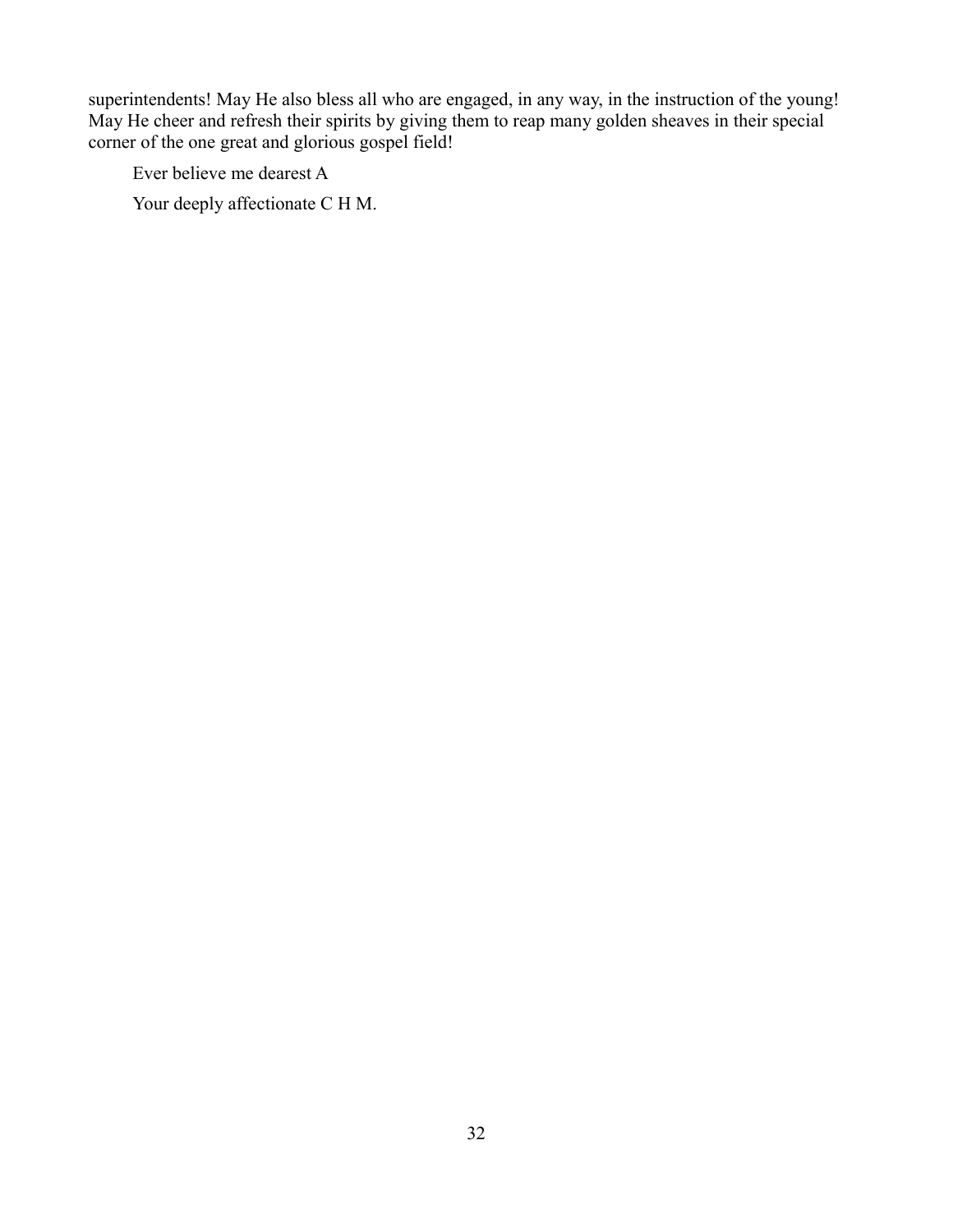superintendents! May He also bless all who are engaged, in any way, in the instruction of the young! May He cheer and refresh their spirits by giving them to reap many golden sheaves in their special corner of the one great and glorious gospel field!

Ever believe me dearest A

Your deeply affectionate C H M.